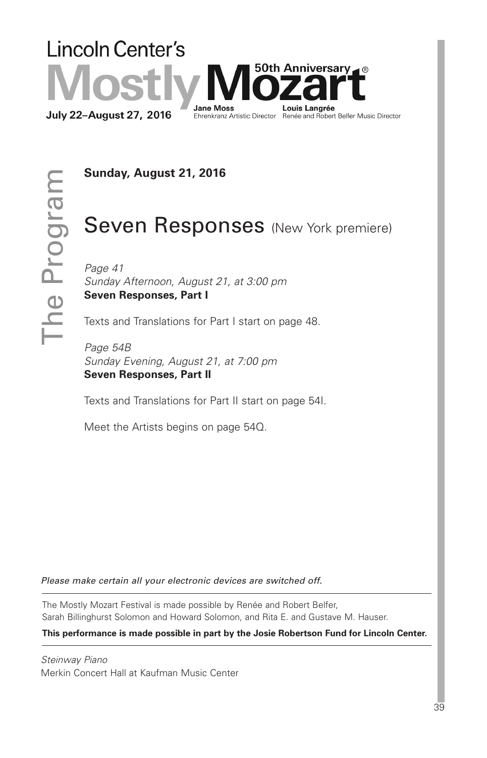Lincoln Center's

# Mostly Mozart

50th Anniversary®

July 22–August 27, 2016

**Jane Moss**
Ehrenkranz Artistic Director

**Louis Langrée**
Renée and Robert Belfer Music Director

The Program

**Sunday, August 21, 2016**

## Seven Responses (New York premiere)

*Page 41*
*Sunday Afternoon, August 21, at 3:00 pm*
**Seven Responses, Part I**

Texts and Translations for Part I start on page 48.

*Page 54B*
*Sunday Evening, August 21, at 7:00 pm*
**Seven Responses, Part II**

Texts and Translations for Part II start on page 54I.

Meet the Artists begins on page 54Q.

*Please make certain all your electronic devices are switched off.*

The Mostly Mozart Festival is made possible by Renée and Robert Belfer, Sarah Billinghurst Solomon and Howard Solomon, and Rita E. and Gustave M. Hauser.

**This performance is made possible in part by the Josie Robertson Fund for Lincoln Center.**

*Steinway Piano*
Merkin Concert Hall at Kaufman Music Center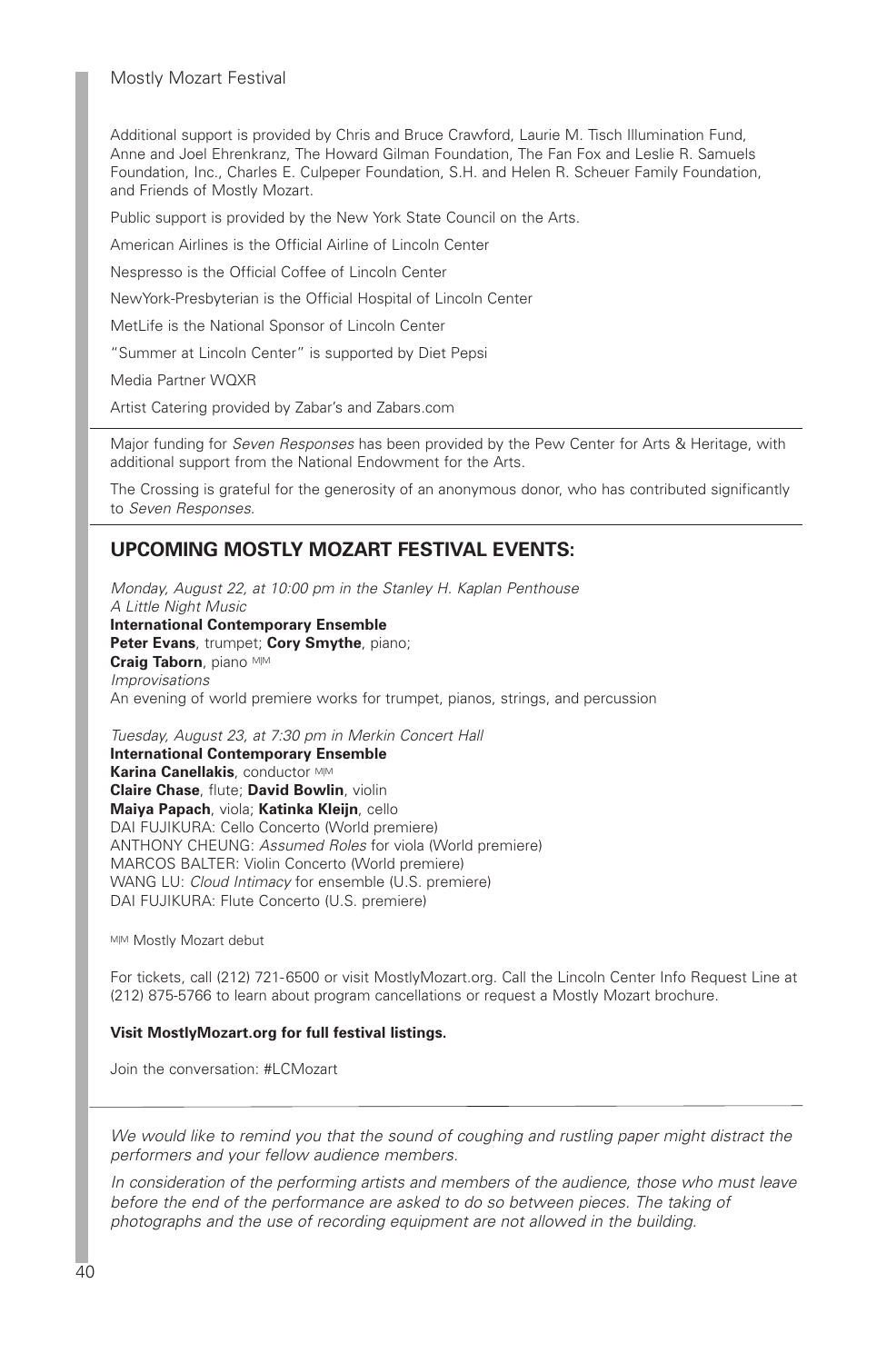Additional support is provided by Chris and Bruce Crawford, Laurie M. Tisch Illumination Fund, Anne and Joel Ehrenkranz, The Howard Gilman Foundation, The Fan Fox and Leslie R. Samuels Foundation, Inc., Charles E. Culpeper Foundation, S.H. and Helen R. Scheuer Family Foundation, and Friends of Mostly Mozart.

Public support is provided by the New York State Council on the Arts.

American Airlines is the Official Airline of Lincoln Center

Nespresso is the Official Coffee of Lincoln Center

NewYork-Presbyterian is the Official Hospital of Lincoln Center

MetLife is the National Sponsor of Lincoln Center

"Summer at Lincoln Center" is supported by Diet Pepsi

Media Partner WQXR

Artist Catering provided by Zabar's and Zabars.com

---

Major funding for *Seven Responses* has been provided by the Pew Center for Arts & Heritage, with additional support from the National Endowment for the Arts.

The Crossing is grateful for the generosity of an anonymous donor, who has contributed significantly to *Seven Responses.*

---

## UPCOMING MOSTLY MOZART FESTIVAL EVENTS:

*Monday, August 22, at 10:00 pm in the Stanley H. Kaplan Penthouse*
*A Little Night Music*
**International Contemporary Ensemble**
**Peter Evans**, trumpet; **Cory Smythe**, piano;
**Craig Taborn**, piano MM
*Improvisations*
An evening of world premiere works for trumpet, pianos, strings, and percussion

*Tuesday, August 23, at 7:30 pm in Merkin Concert Hall*
**International Contemporary Ensemble**
**Karina Canellakis**, conductor MM
**Claire Chase**, flute; **David Bowlin**, violin
**Maiya Papach**, viola; **Katinka Kleijn**, cello
DAI FUJIKURA: Cello Concerto (World premiere)
ANTHONY CHEUNG: *Assumed Roles* for viola (World premiere)
MARCOS BALTER: Violin Concerto (World premiere)
WANG LU: *Cloud Intimacy* for ensemble (U.S. premiere)
DAI FUJIKURA: Flute Concerto (U.S. premiere)

MM Mostly Mozart debut

For tickets, call (212) 721-6500 or visit MostlyMozart.org. Call the Lincoln Center Info Request Line at (212) 875-5766 to learn about program cancellations or request a Mostly Mozart brochure.

**Visit MostlyMozart.org for full festival listings.**

Join the conversation: #LCMozart

---

*We would like to remind you that the sound of coughing and rustling paper might distract the performers and your fellow audience members.*

*In consideration of the performing artists and members of the audience, those who must leave before the end of the performance are asked to do so between pieces. The taking of photographs and the use of recording equipment are not allowed in the building.*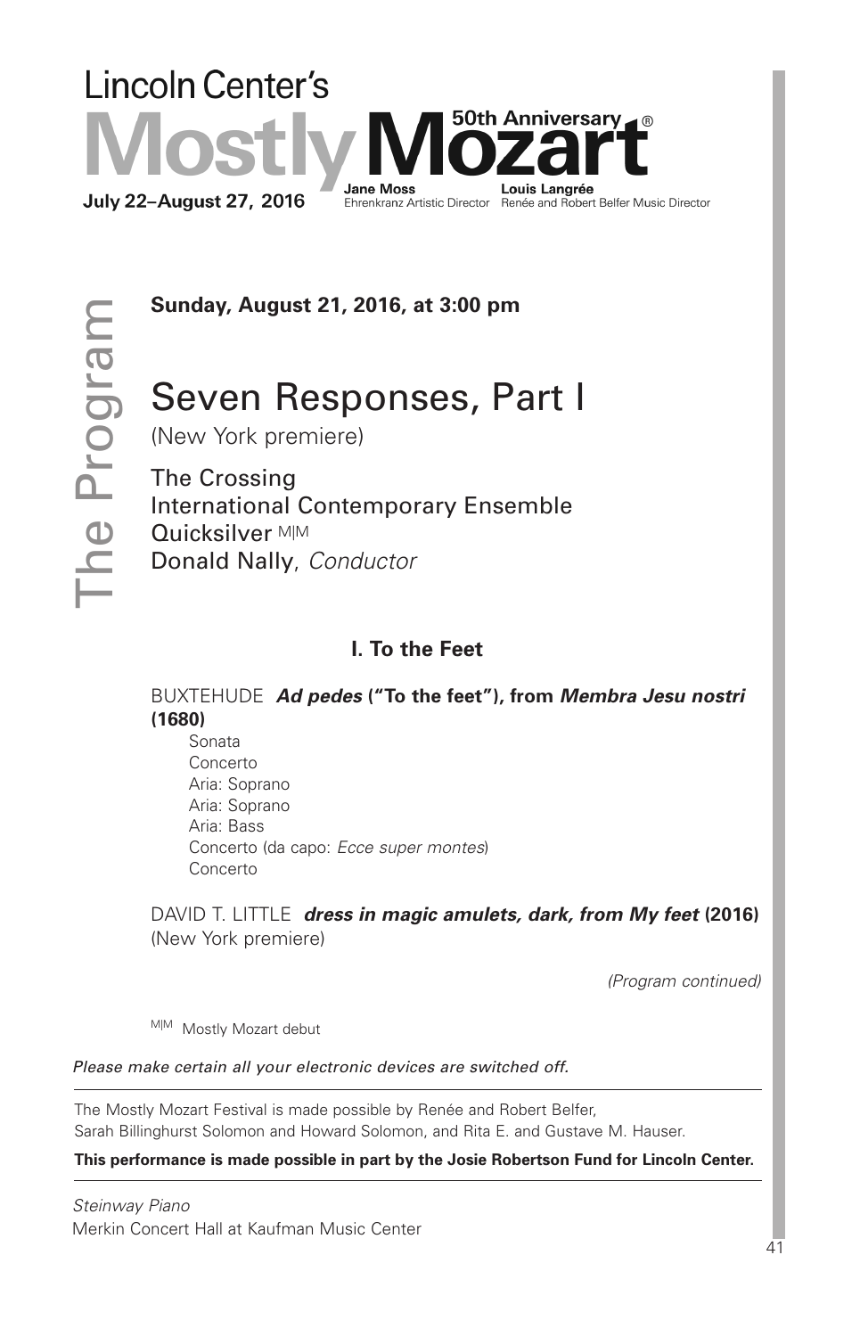Lincoln Center's

# Mostly Mozart 50th Anniversary®

**July 22–August 27, 2016**

**Jane Moss**
Ehrenkranz Artistic Director

**Louis Langrée**
Renée and Robert Belfer Music Director

The Program

**Sunday, August 21, 2016, at 3:00 pm**

## Seven Responses, Part I

(New York premiere)

The Crossing
International Contemporary Ensemble
Quicksilver M|M
Donald Nally, *Conductor*

### I. To the Feet

BUXTEHUDE ***Ad pedes*** **("To the feet"), from** ***Membra Jesu nostri*** **(1680)**

- Sonata
- Concerto
- Aria: Soprano
- Aria: Soprano
- Aria: Bass
- Concerto (da capo: *Ecce super montes*)
- Concerto

DAVID T. LITTLE ***dress in magic amulets, dark, from My feet*** **(2016)**
(New York premiere)

*(Program continued)*

M|M Mostly Mozart debut

*Please make certain all your electronic devices are switched off.*

The Mostly Mozart Festival is made possible by Renée and Robert Belfer, Sarah Billinghurst Solomon and Howard Solomon, and Rita E. and Gustave M. Hauser.

**This performance is made possible in part by the Josie Robertson Fund for Lincoln Center.**

*Steinway Piano*
Merkin Concert Hall at Kaufman Music Center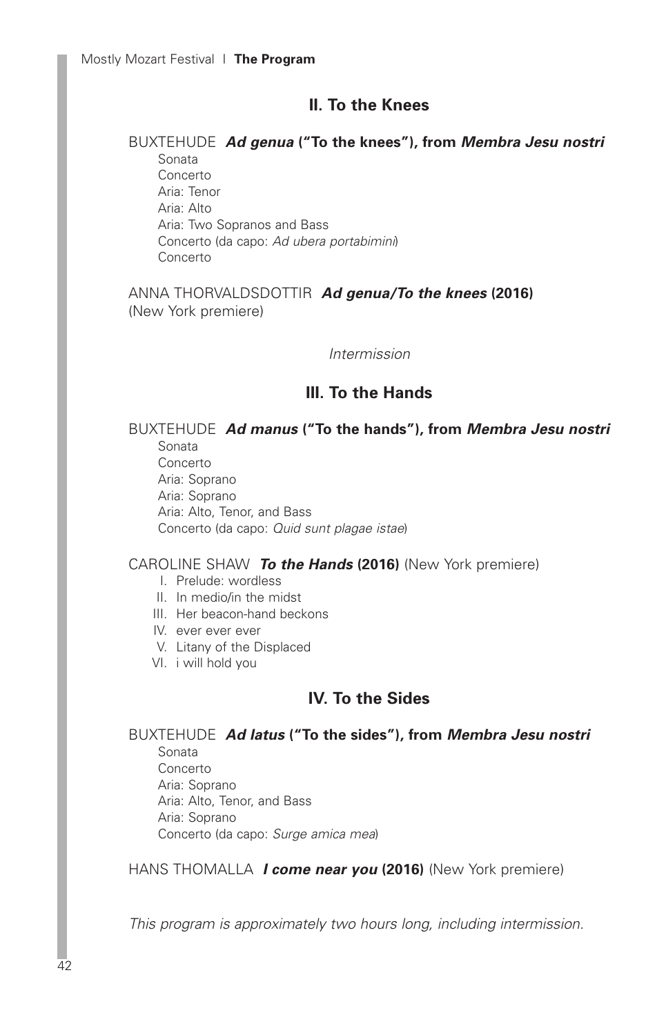## II. To the Knees

BUXTEHUDE ***Ad genua* ("To the knees"), from *Membra Jesu nostri***

- Sonata
- Concerto
- Aria: Tenor
- Aria: Alto
- Aria: Two Sopranos and Bass
- Concerto (da capo: *Ad ubera portabimini*)
- Concerto

ANNA THORVALDSDOTTIR ***Ad genua/To the knees* (2016)**
(New York premiere)

*Intermission*

## III. To the Hands

BUXTEHUDE ***Ad manus* ("To the hands"), from *Membra Jesu nostri***

- Sonata
- Concerto
- Aria: Soprano
- Aria: Soprano
- Aria: Alto, Tenor, and Bass
- Concerto (da capo: *Quid sunt plagae istae*)

CAROLINE SHAW ***To the Hands* (2016)** (New York premiere)

- I. Prelude: wordless
- II. In medio/in the midst
- III. Her beacon-hand beckons
- IV. ever ever ever
- V. Litany of the Displaced
- VI. i will hold you

## IV. To the Sides

BUXTEHUDE ***Ad latus* ("To the sides"), from *Membra Jesu nostri***

- Sonata
- Concerto
- Aria: Soprano
- Aria: Alto, Tenor, and Bass
- Aria: Soprano
- Concerto (da capo: *Surge amica mea*)

HANS THOMALLA ***I come near you* (2016)** (New York premiere)

*This program is approximately two hours long, including intermission.*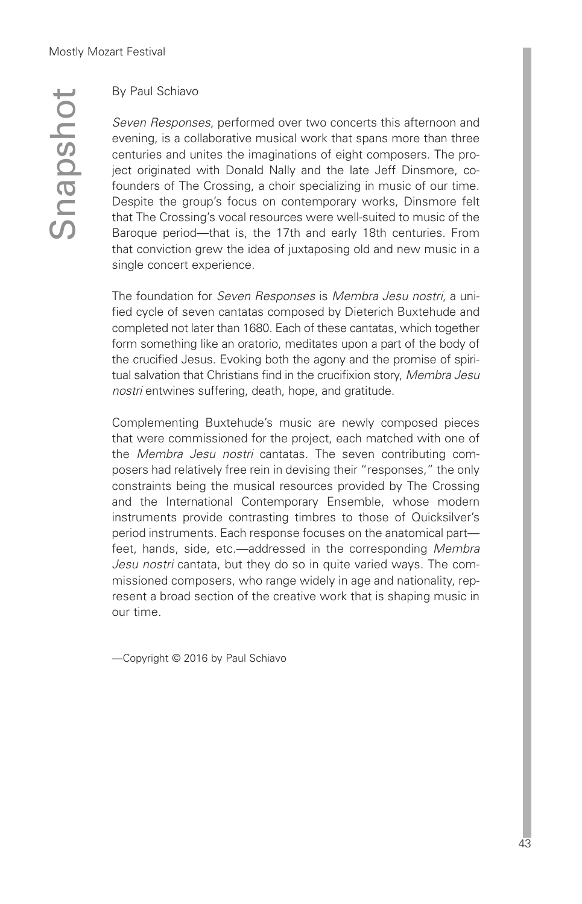# Snapshot

By Paul Schiavo

*Seven Responses*, performed over two concerts this afternoon and evening, is a collaborative musical work that spans more than three centuries and unites the imaginations of eight composers. The project originated with Donald Nally and the late Jeff Dinsmore, co-founders of The Crossing, a choir specializing in music of our time. Despite the group's focus on contemporary works, Dinsmore felt that The Crossing's vocal resources were well-suited to music of the Baroque period—that is, the 17th and early 18th centuries. From that conviction grew the idea of juxtaposing old and new music in a single concert experience.

The foundation for *Seven Responses* is *Membra Jesu nostri*, a unified cycle of seven cantatas composed by Dieterich Buxtehude and completed not later than 1680. Each of these cantatas, which together form something like an oratorio, meditates upon a part of the body of the crucified Jesus. Evoking both the agony and the promise of spiritual salvation that Christians find in the crucifixion story, *Membra Jesu nostri* entwines suffering, death, hope, and gratitude.

Complementing Buxtehude's music are newly composed pieces that were commissioned for the project, each matched with one of the *Membra Jesu nostri* cantatas. The seven contributing composers had relatively free rein in devising their "responses," the only constraints being the musical resources provided by The Crossing and the International Contemporary Ensemble, whose modern instruments provide contrasting timbres to those of Quicksilver's period instruments. Each response focuses on the anatomical part—feet, hands, side, etc.—addressed in the corresponding *Membra Jesu nostri* cantata, but they do so in quite varied ways. The commissioned composers, who range widely in age and nationality, represent a broad section of the creative work that is shaping music in our time.

—Copyright © 2016 by Paul Schiavo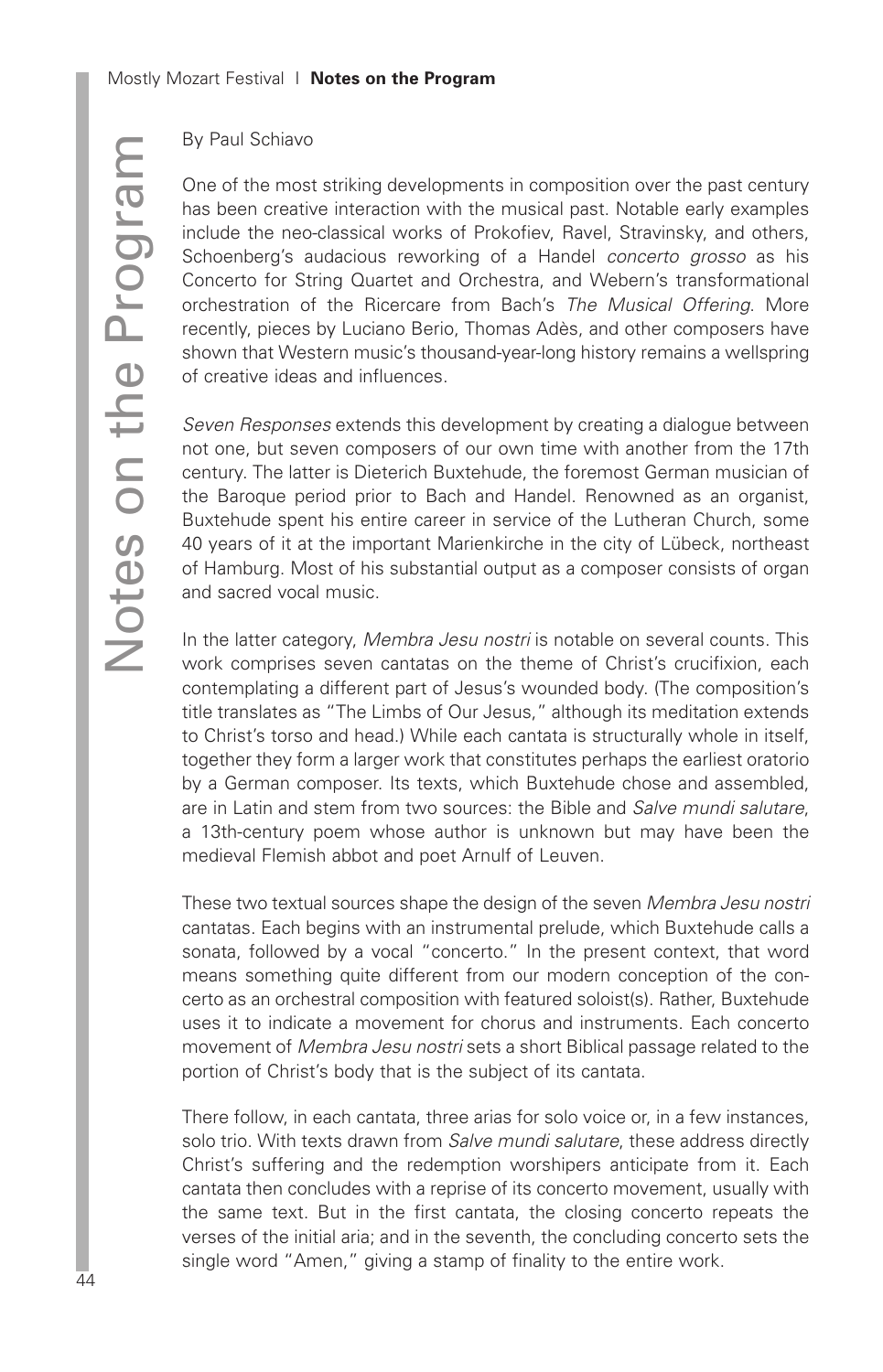By Paul Schiavo

One of the most striking developments in composition over the past century has been creative interaction with the musical past. Notable early examples include the neo-classical works of Prokofiev, Ravel, Stravinsky, and others, Schoenberg's audacious reworking of a Handel *concerto grosso* as his Concerto for String Quartet and Orchestra, and Webern's transformational orchestration of the Ricercare from Bach's *The Musical Offering*. More recently, pieces by Luciano Berio, Thomas Adès, and other composers have shown that Western music's thousand-year-long history remains a wellspring of creative ideas and influences.

*Seven Responses* extends this development by creating a dialogue between not one, but seven composers of our own time with another from the 17th century. The latter is Dieterich Buxtehude, the foremost German musician of the Baroque period prior to Bach and Handel. Renowned as an organist, Buxtehude spent his entire career in service of the Lutheran Church, some 40 years of it at the important Marienkirche in the city of Lübeck, northeast of Hamburg. Most of his substantial output as a composer consists of organ and sacred vocal music.

In the latter category, *Membra Jesu nostri* is notable on several counts. This work comprises seven cantatas on the theme of Christ's crucifixion, each contemplating a different part of Jesus's wounded body. (The composition's title translates as "The Limbs of Our Jesus," although its meditation extends to Christ's torso and head.) While each cantata is structurally whole in itself, together they form a larger work that constitutes perhaps the earliest oratorio by a German composer. Its texts, which Buxtehude chose and assembled, are in Latin and stem from two sources: the Bible and *Salve mundi salutare*, a 13th-century poem whose author is unknown but may have been the medieval Flemish abbot and poet Arnulf of Leuven.

These two textual sources shape the design of the seven *Membra Jesu nostri* cantatas. Each begins with an instrumental prelude, which Buxtehude calls a sonata, followed by a vocal "concerto." In the present context, that word means something quite different from our modern conception of the concerto as an orchestral composition with featured soloist(s). Rather, Buxtehude uses it to indicate a movement for chorus and instruments. Each concerto movement of *Membra Jesu nostri* sets a short Biblical passage related to the portion of Christ's body that is the subject of its cantata.

There follow, in each cantata, three arias for solo voice or, in a few instances, solo trio. With texts drawn from *Salve mundi salutare*, these address directly Christ's suffering and the redemption worshipers anticipate from it. Each cantata then concludes with a reprise of its concerto movement, usually with the same text. But in the first cantata, the closing concerto repeats the verses of the initial aria; and in the seventh, the concluding concerto sets the single word "Amen," giving a stamp of finality to the entire work.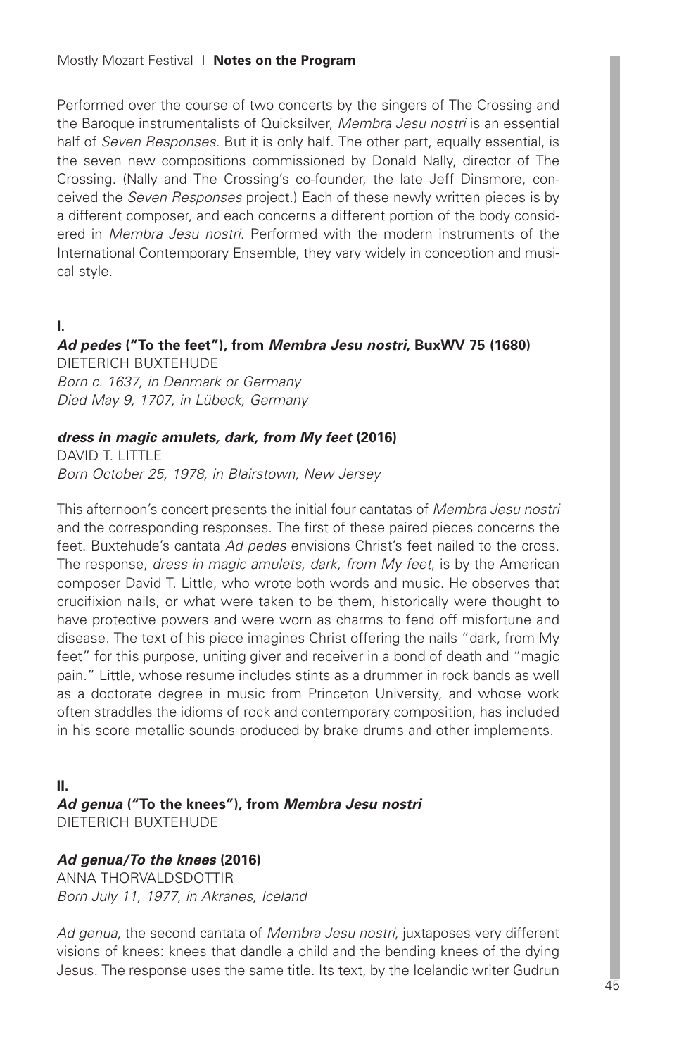Performed over the course of two concerts by the singers of The Crossing and the Baroque instrumentalists of Quicksilver, *Membra Jesu nostri* is an essential half of *Seven Responses*. But it is only half. The other part, equally essential, is the seven new compositions commissioned by Donald Nally, director of The Crossing. (Nally and The Crossing's co-founder, the late Jeff Dinsmore, conceived the *Seven Responses* project.) Each of these newly written pieces is by a different composer, and each concerns a different portion of the body considered in *Membra Jesu nostri*. Performed with the modern instruments of the International Contemporary Ensemble, they vary widely in conception and musical style.

## I.

***Ad pedes*** **("To the feet"), from** ***Membra Jesu nostri*****, BuxWV 75 (1680)**
DIETERICH BUXTEHUDE
*Born c. 1637, in Denmark or Germany*
*Died May 9, 1707, in Lübeck, Germany*

***dress in magic amulets, dark, from My feet*** **(2016)**
DAVID T. LITTLE
*Born October 25, 1978, in Blairstown, New Jersey*

This afternoon's concert presents the initial four cantatas of *Membra Jesu nostri* and the corresponding responses. The first of these paired pieces concerns the feet. Buxtehude's cantata *Ad pedes* envisions Christ's feet nailed to the cross. The response, *dress in magic amulets, dark, from My feet*, is by the American composer David T. Little, who wrote both words and music. He observes that crucifixion nails, or what were taken to be them, historically were thought to have protective powers and were worn as charms to fend off misfortune and disease. The text of his piece imagines Christ offering the nails "dark, from My feet" for this purpose, uniting giver and receiver in a bond of death and "magic pain." Little, whose resume includes stints as a drummer in rock bands as well as a doctorate degree in music from Princeton University, and whose work often straddles the idioms of rock and contemporary composition, has included in his score metallic sounds produced by brake drums and other implements.

## II.

***Ad genua*** **("To the knees"), from** ***Membra Jesu nostri***
DIETERICH BUXTEHUDE

***Ad genua/To the knees*** **(2016)**
ANNA THORVALDSDOTTIR
*Born July 11, 1977, in Akranes, Iceland*

*Ad genua*, the second cantata of *Membra Jesu nostri*, juxtaposes very different visions of knees: knees that dandle a child and the bending knees of the dying Jesus. The response uses the same title. Its text, by the Icelandic writer Gudrun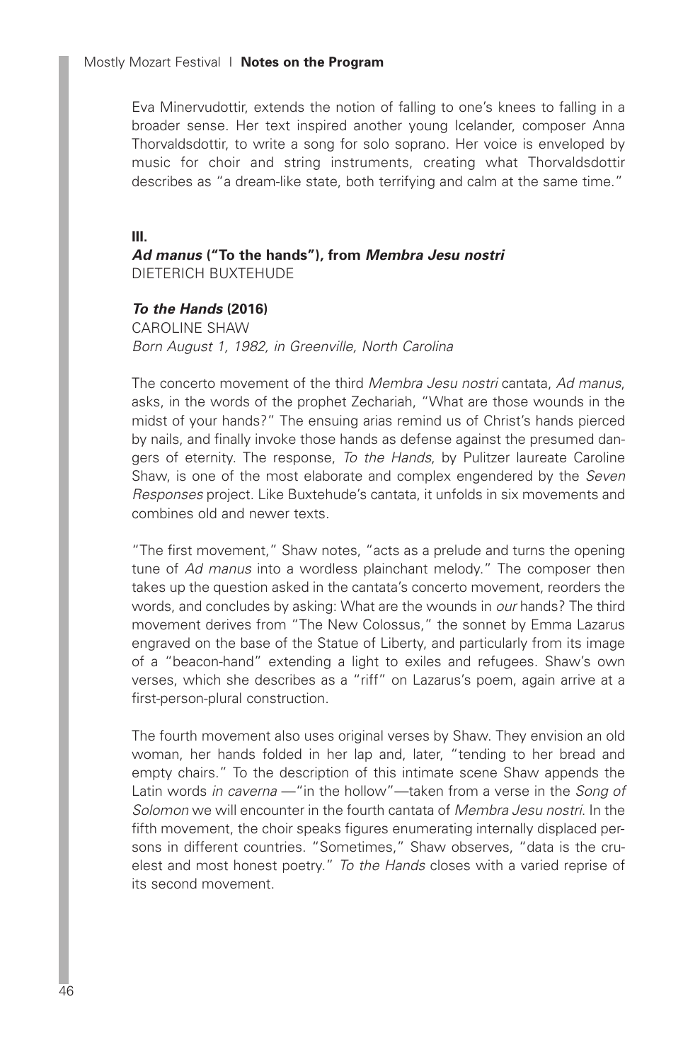Eva Minervudottir, extends the notion of falling to one's knees to falling in a broader sense. Her text inspired another young Icelander, composer Anna Thorvaldsdottir, to write a song for solo soprano. Her voice is enveloped by music for choir and string instruments, creating what Thorvaldsdottir describes as "a dream-like state, both terrifying and calm at the same time."

### III.

***Ad manus* ("To the hands"), from *Membra Jesu nostri***
DIETERICH BUXTEHUDE

***To the Hands* (2016)**
CAROLINE SHAW
*Born August 1, 1982, in Greenville, North Carolina*

The concerto movement of the third *Membra Jesu nostri* cantata, *Ad manus*, asks, in the words of the prophet Zechariah, "What are those wounds in the midst of your hands?" The ensuing arias remind us of Christ's hands pierced by nails, and finally invoke those hands as defense against the presumed dangers of eternity. The response, *To the Hands*, by Pulitzer laureate Caroline Shaw, is one of the most elaborate and complex engendered by the *Seven Responses* project. Like Buxtehude's cantata, it unfolds in six movements and combines old and newer texts.

"The first movement," Shaw notes, "acts as a prelude and turns the opening tune of *Ad manus* into a wordless plainchant melody." The composer then takes up the question asked in the cantata's concerto movement, reorders the words, and concludes by asking: What are the wounds in *our* hands? The third movement derives from "The New Colossus," the sonnet by Emma Lazarus engraved on the base of the Statue of Liberty, and particularly from its image of a "beacon-hand" extending a light to exiles and refugees. Shaw's own verses, which she describes as a "riff" on Lazarus's poem, again arrive at a first-person-plural construction.

The fourth movement also uses original verses by Shaw. They envision an old woman, her hands folded in her lap and, later, "tending to her bread and empty chairs." To the description of this intimate scene Shaw appends the Latin words *in caverna* —"in the hollow"—taken from a verse in the *Song of Solomon* we will encounter in the fourth cantata of *Membra Jesu nostri*. In the fifth movement, the choir speaks figures enumerating internally displaced persons in different countries. "Sometimes," Shaw observes, "data is the cruelest and most honest poetry." *To the Hands* closes with a varied reprise of its second movement.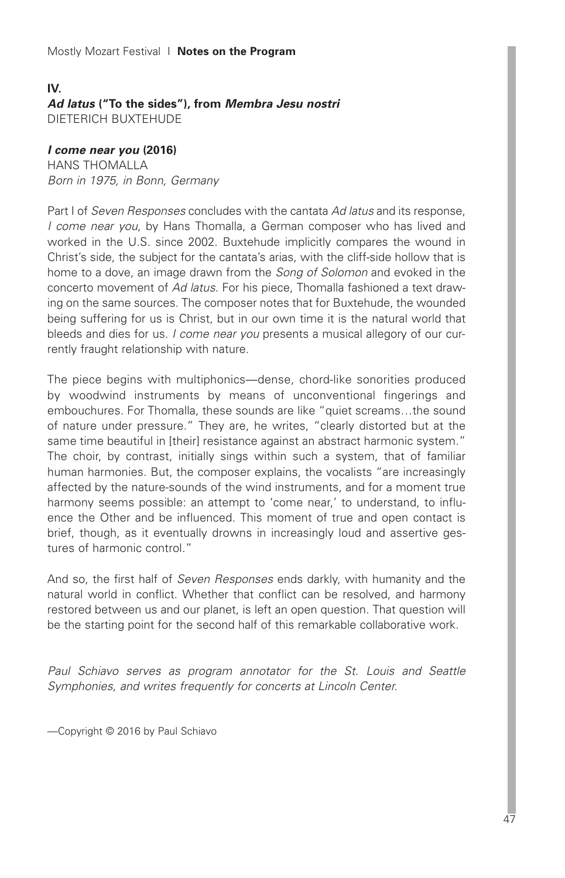## IV.

### *Ad latus* ("To the sides"), from *Membra Jesu nostri*

DIETERICH BUXTEHUDE

### *I come near you* (2016)

HANS THOMALLA
*Born in 1975, in Bonn, Germany*

Part I of *Seven Responses* concludes with the cantata *Ad latus* and its response, *I come near you*, by Hans Thomalla, a German composer who has lived and worked in the U.S. since 2002. Buxtehude implicitly compares the wound in Christ's side, the subject for the cantata's arias, with the cliff-side hollow that is home to a dove, an image drawn from the *Song of Solomon* and evoked in the concerto movement of *Ad latus*. For his piece, Thomalla fashioned a text drawing on the same sources. The composer notes that for Buxtehude, the wounded being suffering for us is Christ, but in our own time it is the natural world that bleeds and dies for us. *I come near you* presents a musical allegory of our currently fraught relationship with nature.

The piece begins with multiphonics—dense, chord-like sonorities produced by woodwind instruments by means of unconventional fingerings and embouchures. For Thomalla, these sounds are like "quiet screams…the sound of nature under pressure." They are, he writes, "clearly distorted but at the same time beautiful in [their] resistance against an abstract harmonic system." The choir, by contrast, initially sings within such a system, that of familiar human harmonies. But, the composer explains, the vocalists "are increasingly affected by the nature-sounds of the wind instruments, and for a moment true harmony seems possible: an attempt to 'come near,' to understand, to influence the Other and be influenced. This moment of true and open contact is brief, though, as it eventually drowns in increasingly loud and assertive gestures of harmonic control."

And so, the first half of *Seven Responses* ends darkly, with humanity and the natural world in conflict. Whether that conflict can be resolved, and harmony restored between us and our planet, is left an open question. That question will be the starting point for the second half of this remarkable collaborative work.

*Paul Schiavo serves as program annotator for the St. Louis and Seattle Symphonies, and writes frequently for concerts at Lincoln Center.*

—Copyright © 2016 by Paul Schiavo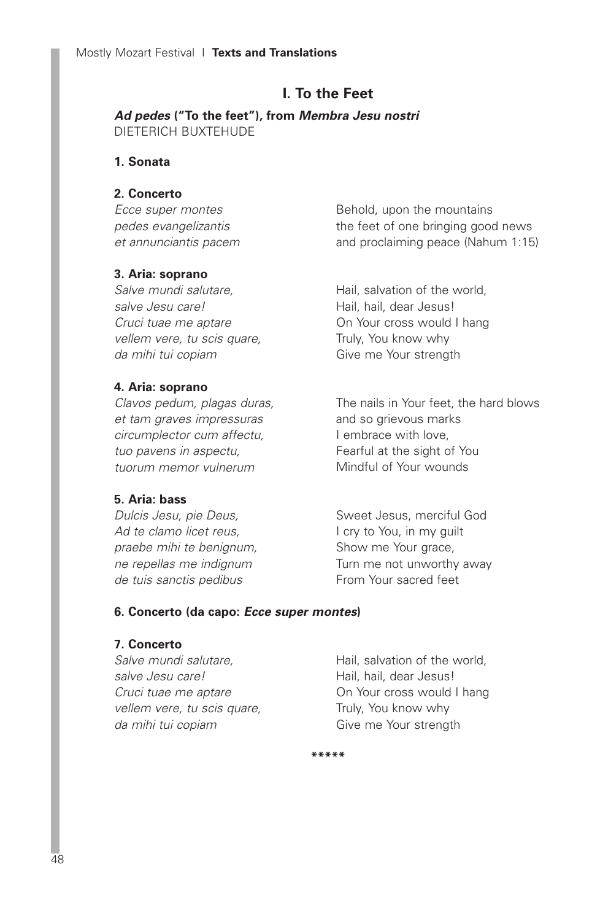## I. To the Feet

***Ad pedes* ("To the feet"), from *Membra Jesu nostri***
DIETERICH BUXTEHUDE

**1. Sonata**

**2. Concerto**

| | |
|---|---|
| *Ecce super montes* | Behold, upon the mountains |
| *pedes evangelizantis* | the feet of one bringing good news |
| *et annunciantis pacem* | and proclaiming peace (Nahum 1:15) |

**3. Aria: soprano**

| | |
|---|---|
| *Salve mundi salutare,* | Hail, salvation of the world, |
| *salve Jesu care!* | Hail, hail, dear Jesus! |
| *Cruci tuae me aptare* | On Your cross would I hang |
| *vellem vere, tu scis quare,* | Truly, You know why |
| *da mihi tui copiam* | Give me Your strength |

**4. Aria: soprano**

| | |
|---|---|
| *Clavos pedum, plagas duras,* | The nails in Your feet, the hard blows |
| *et tam graves impressuras* | and so grievous marks |
| *circumplector cum affectu,* | I embrace with love, |
| *tuo pavens in aspectu,* | Fearful at the sight of You |
| *tuorum memor vulnerum* | Mindful of Your wounds |

**5. Aria: bass**

| | |
|---|---|
| *Dulcis Jesu, pie Deus,* | Sweet Jesus, merciful God |
| *Ad te clamo licet reus,* | I cry to You, in my guilt |
| *praebe mihi te benignum,* | Show me Your grace, |
| *ne repellas me indignum* | Turn me not unworthy away |
| *de tuis sanctis pedibus* | From Your sacred feet |

**6. Concerto (da capo: *Ecce super montes*)**

**7. Concerto**

| | |
|---|---|
| *Salve mundi salutare,* | Hail, salvation of the world, |
| *salve Jesu care!* | Hail, hail, dear Jesus! |
| *Cruci tuae me aptare* | On Your cross would I hang |
| *vellem vere, tu scis quare,* | Truly, You know why |
| *da mihi tui copiam* | Give me Your strength |

*****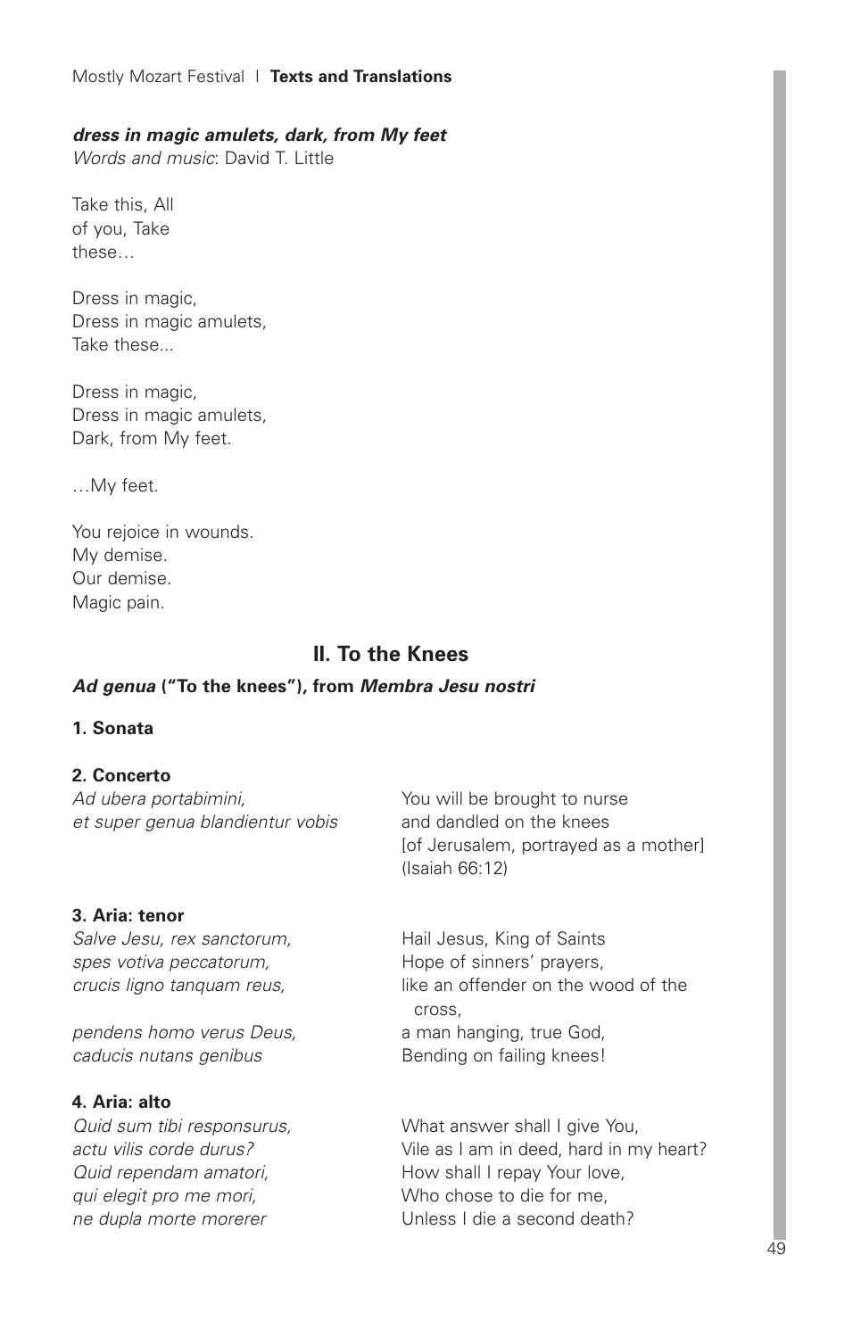***dress in magic amulets, dark, from My feet***
*Words and music*: David T. Little

Take this, All
of you, Take
these…

Dress in magic,
Dress in magic amulets,
Take these...

Dress in magic,
Dress in magic amulets,
Dark, from My feet.

…My feet.

You rejoice in wounds.
My demise.
Our demise.
Magic pain.

## II. To the Knees

### *Ad genua* ("To the knees"), from *Membra Jesu nostri*

**1. Sonata**

**2. Concerto**

| | |
|---|---|
| *Ad ubera portabimini,*<br>*et super genua blandientur vobis* | You will be brought to nurse<br>and dandled on the knees<br>[of Jerusalem, portrayed as a mother]<br>(Isaiah 66:12) |

**3. Aria: tenor**

| | |
|---|---|
| *Salve Jesu, rex sanctorum,*<br>*spes votiva peccatorum,*<br>*crucis ligno tanquam reus,* | Hail Jesus, King of Saints<br>Hope of sinners' prayers,<br>like an offender on the wood of the cross, |
| *pendens homo verus Deus,*<br>*caducis nutans genibus* | a man hanging, true God,<br>Bending on failing knees! |

**4. Aria: alto**

| | |
|---|---|
| *Quid sum tibi responsurus,*<br>*actu vilis corde durus?*<br>*Quid rependam amatori,*<br>*qui elegit pro me mori,*<br>*ne dupla morte morerer* | What answer shall I give You,<br>Vile as I am in deed, hard in my heart?<br>How shall I repay Your love,<br>Who chose to die for me,<br>Unless I die a second death? |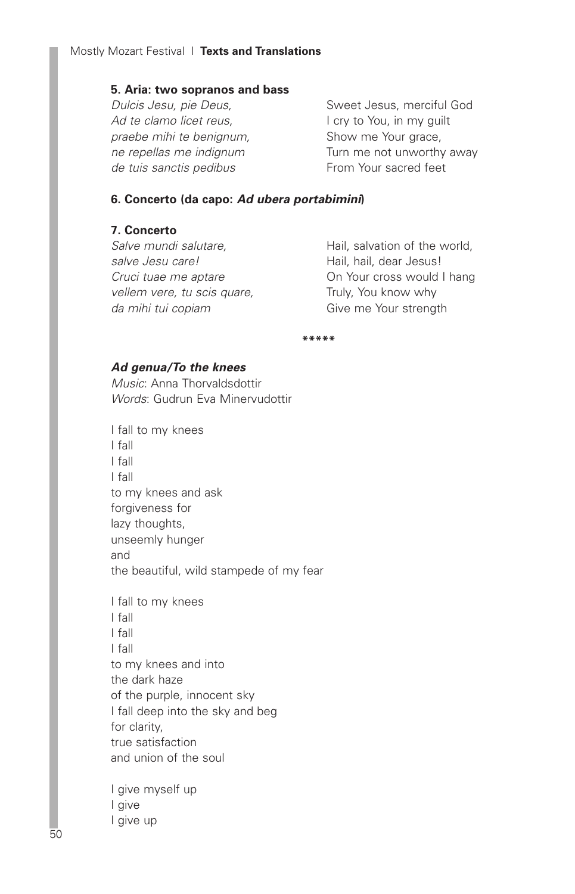### 5. Aria: two sopranos and bass

*Dulcis Jesu, pie Deus,*
*Ad te clamo licet reus,*
*praebe mihi te benignum,*
*ne repellas me indignum*
*de tuis sanctis pedibus*

Sweet Jesus, merciful God
I cry to You, in my guilt
Show me Your grace,
Turn me not unworthy away
From Your sacred feet

### 6. Concerto (da capo: *Ad ubera portabimini*)

### 7. Concerto

*Salve mundi salutare,*
*salve Jesu care!*
*Cruci tuae me aptare*
*vellem vere, tu scis quare,*
*da mihi tui copiam*

Hail, salvation of the world,
Hail, hail, dear Jesus!
On Your cross would I hang
Truly, You know why
Give me Your strength

*****

### *Ad genua/To the knees*

*Music*: Anna Thorvaldsdottir
*Words*: Gudrun Eva Minervudottir

I fall to my knees
I fall
I fall
I fall
to my knees and ask
forgiveness for
lazy thoughts,
unseemly hunger
and
the beautiful, wild stampede of my fear

I fall to my knees
I fall
I fall
I fall
to my knees and into
the dark haze
of the purple, innocent sky
I fall deep into the sky and beg
for clarity,
true satisfaction
and union of the soul

I give myself up
I give
I give up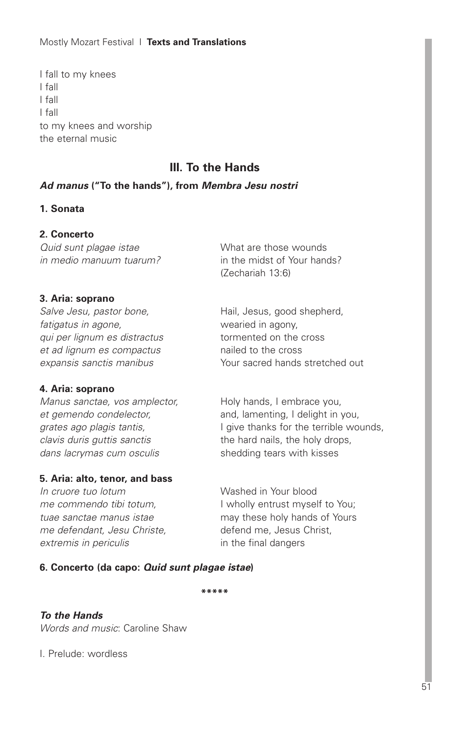I fall to my knees
I fall
I fall
I fall
to my knees and worship
the eternal music

## III. To the Hands

### ***Ad manus*** **("To the hands"), from** ***Membra Jesu nostri***

**1. Sonata**

**2. Concerto**

| | |
|---|---|
| *Quid sunt plagae istae*<br>*in medio manuum tuarum?* | What are those wounds<br>in the midst of Your hands?<br>(Zechariah 13:6) |

**3. Aria: soprano**

| | |
|---|---|
| *Salve Jesu, pastor bone,*<br>*fatigatus in agone,*<br>*qui per lignum es distractus*<br>*et ad lignum es compactus*<br>*expansis sanctis manibus* | Hail, Jesus, good shepherd,<br>wearied in agony,<br>tormented on the cross<br>nailed to the cross<br>Your sacred hands stretched out |

**4. Aria: soprano**

| | |
|---|---|
| *Manus sanctae, vos amplector,*<br>*et gemendo condelector,*<br>*grates ago plagis tantis,*<br>*clavis duris guttis sanctis*<br>*dans lacrymas cum osculis* | Holy hands, I embrace you,<br>and, lamenting, I delight in you,<br>I give thanks for the terrible wounds,<br>the hard nails, the holy drops,<br>shedding tears with kisses |

**5. Aria: alto, tenor, and bass**

| | |
|---|---|
| *In cruore tuo lotum*<br>*me commendo tibi totum,*<br>*tuae sanctae manus istae*<br>*me defendant, Jesu Christe,*<br>*extremis in periculis* | Washed in Your blood<br>I wholly entrust myself to You;<br>may these holy hands of Yours<br>defend me, Jesus Christ,<br>in the final dangers |

**6. Concerto (da capo:** ***Quid sunt plagae istae*****)**

*****

***To the Hands***
*Words and music*: Caroline Shaw

I. Prelude: wordless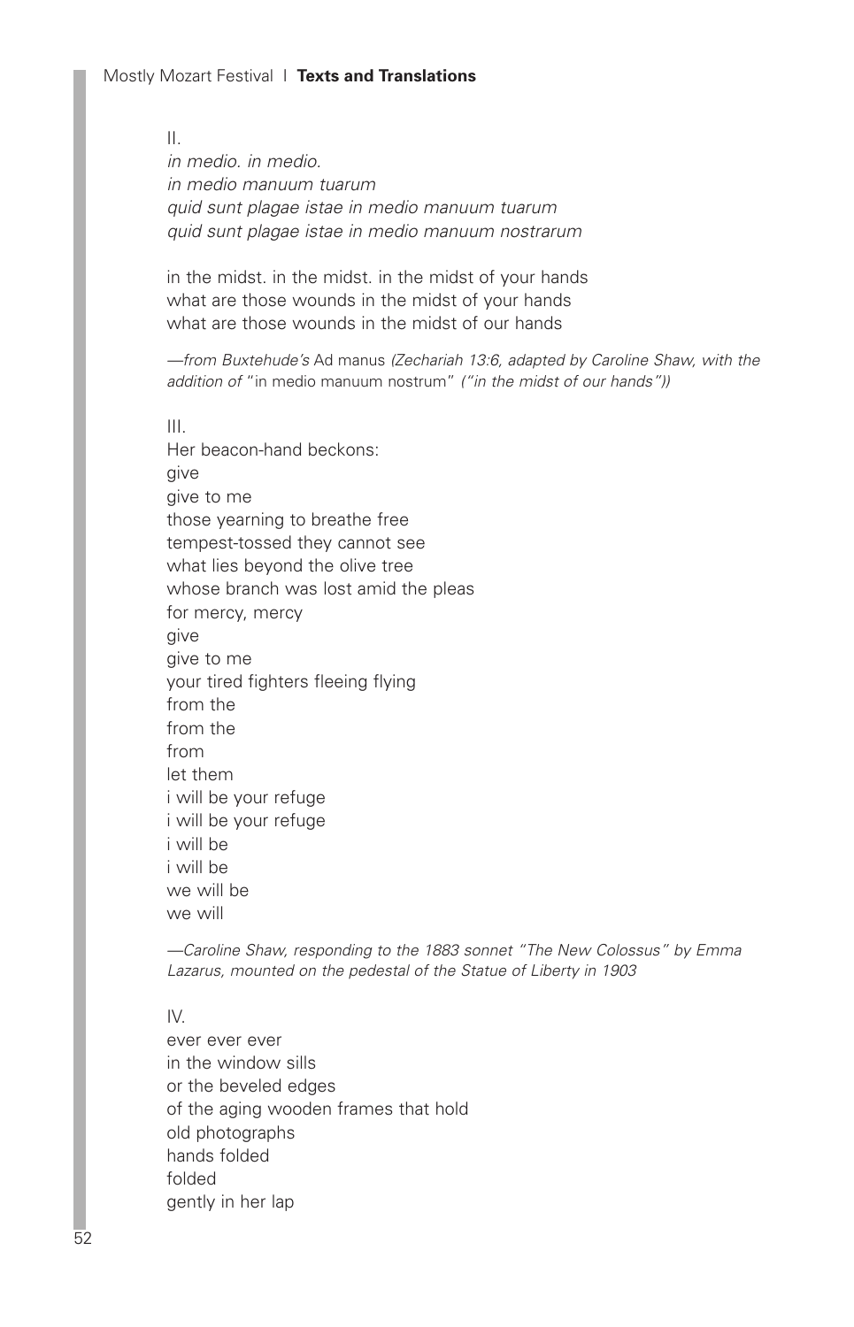II.
*in medio. in medio.*
*in medio manuum tuarum*
*quid sunt plagae istae in medio manuum tuarum*
*quid sunt plagae istae in medio manuum nostrarum*

in the midst. in the midst. in the midst of your hands
what are those wounds in the midst of your hands
what are those wounds in the midst of our hands

*—from Buxtehude's* Ad manus *(Zechariah 13:6, adapted by Caroline Shaw, with the addition of* "in medio manuum nostrum" *("in the midst of our hands"))*

III.
Her beacon-hand beckons:
give
give to me
those yearning to breathe free
tempest-tossed they cannot see
what lies beyond the olive tree
whose branch was lost amid the pleas
for mercy, mercy
give
give to me
your tired fighters fleeing flying
from the
from the
from
let them
i will be your refuge
i will be your refuge
i will be
i will be
we will be
we will

*—Caroline Shaw, responding to the 1883 sonnet "The New Colossus" by Emma Lazarus, mounted on the pedestal of the Statue of Liberty in 1903*

IV.
ever ever ever
in the window sills
or the beveled edges
of the aging wooden frames that hold
old photographs
hands folded
folded
gently in her lap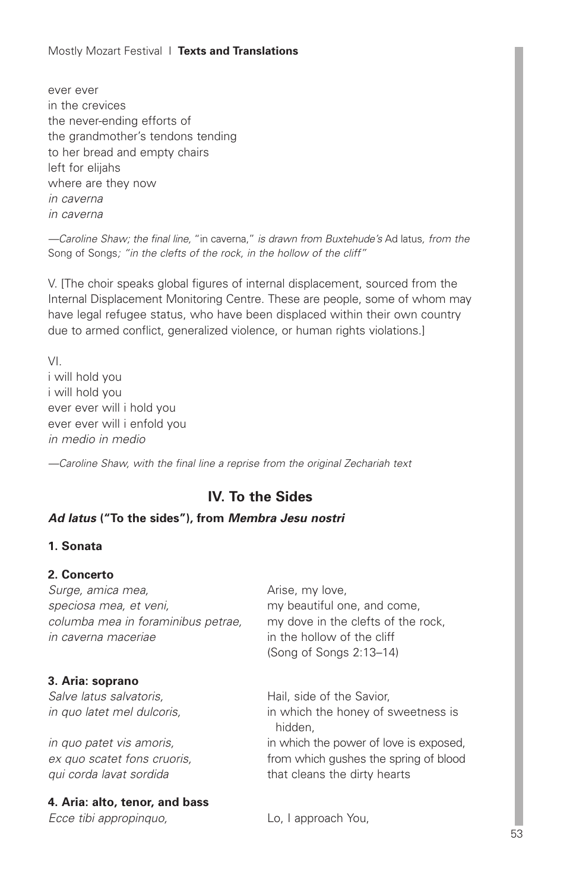ever ever
in the crevices
the never-ending efforts of
the grandmother's tendons tending
to her bread and empty chairs
left for elijahs
where are they now
*in caverna*
*in caverna*

*—Caroline Shaw; the final line,* "in caverna," *is drawn from Buxtehude's* Ad latus*, from the* Song of Songs*; "in the clefts of the rock, in the hollow of the cliff"*

V. [The choir speaks global figures of internal displacement, sourced from the Internal Displacement Monitoring Centre. These are people, some of whom may have legal refugee status, who have been displaced within their own country due to armed conflict, generalized violence, or human rights violations.]

VI.
i will hold you
i will hold you
ever ever will i hold you
ever ever will i enfold you
*in medio in medio*

*—Caroline Shaw, with the final line a reprise from the original Zechariah text*

## IV. To the Sides

### *Ad latus* ("To the sides"), from *Membra Jesu nostri*

**1. Sonata**

**2. Concerto**

| | |
|---|---|
| *Surge, amica mea,* | Arise, my love, |
| *speciosa mea, et veni,* | my beautiful one, and come, |
| *columba mea in foraminibus petrae,* | my dove in the clefts of the rock, |
| *in caverna maceriae* | in the hollow of the cliff (Song of Songs 2:13–14) |

**3. Aria: soprano**

| | |
|---|---|
| *Salve latus salvatoris,* | Hail, side of the Savior, |
| *in quo latet mel dulcoris,* | in which the honey of sweetness is hidden, |
| *in quo patet vis amoris,* | in which the power of love is exposed, |
| *ex quo scatet fons cruoris,* | from which gushes the spring of blood |
| *qui corda lavat sordida* | that cleans the dirty hearts |

**4. Aria: alto, tenor, and bass**

| | |
|---|---|
| *Ecce tibi appropinquo,* | Lo, I approach You, |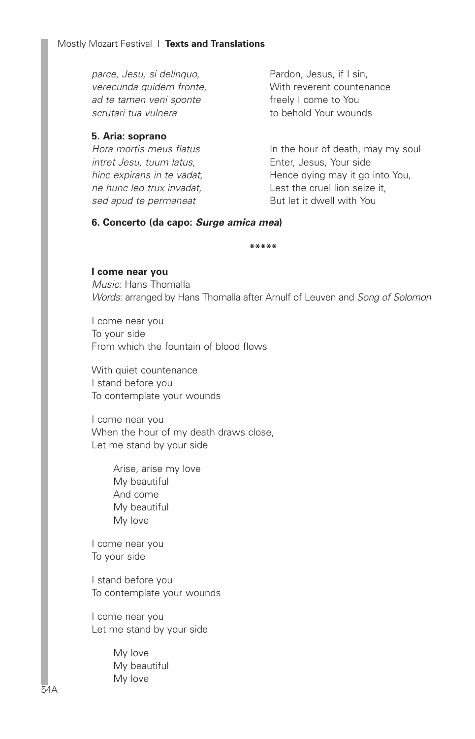*parce, Jesu, si delinquo,*
*verecunda quidem fronte,*
*ad te tamen veni sponte*
*scrutari tua vulnera*

Pardon, Jesus, if I sin,
With reverent countenance
freely I come to You
to behold Your wounds

**5. Aria: soprano**

*Hora mortis meus flatus*
*intret Jesu, tuum latus,*
*hinc expirans in te vadat,*
*ne hunc leo trux invadat,*
*sed apud te permaneat*

In the hour of death, may my soul
Enter, Jesus, Your side
Hence dying may it go into You,
Lest the cruel lion seize it,
But let it dwell with You

**6. Concerto (da capo: *Surge amica mea*)**

\*\*\*\*\*

**I come near you**

*Music*: Hans Thomalla
*Words*: arranged by Hans Thomalla after Arnulf of Leuven and *Song of Solomon*

I come near you
To your side
From which the fountain of blood flows

With quiet countenance
I stand before you
To contemplate your wounds

I come near you
When the hour of my death draws close,
Let me stand by your side

> Arise, arise my love
> My beautiful
> And come
> My beautiful
> My love

I come near you
To your side

I stand before you
To contemplate your wounds

I come near you
Let me stand by your side

> My love
> My beautiful
> My love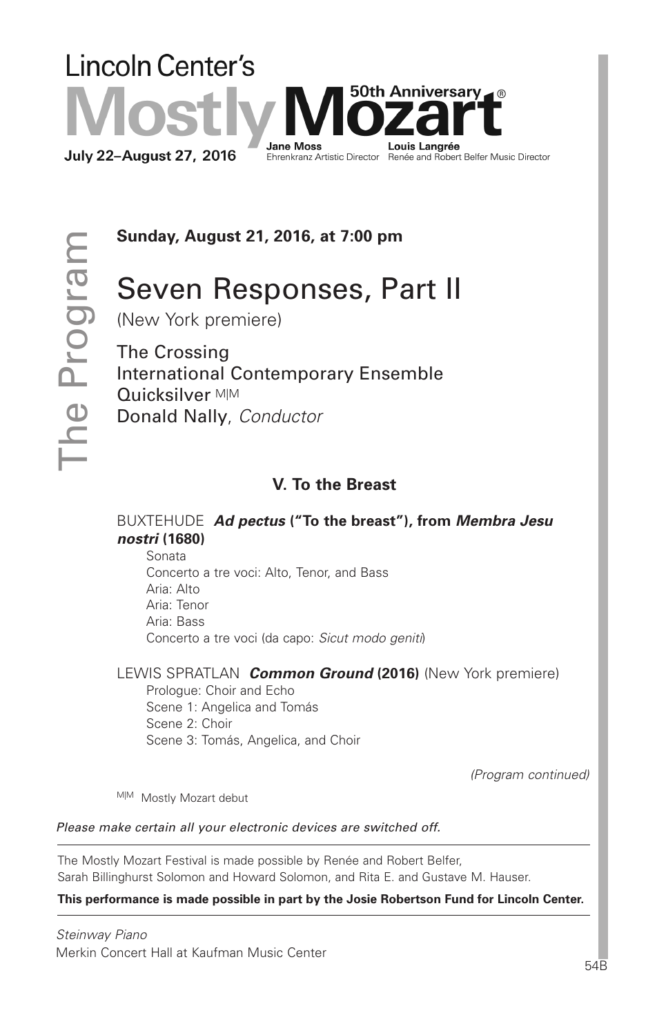Lincoln Center's

# Mostly Mozart 50th Anniversary®

**July 22–August 27, 2016**

**Jane Moss**
Ehrenkranz Artistic Director

**Louis Langrée**
Renée and Robert Belfer Music Director

The Program

**Sunday, August 21, 2016, at 7:00 pm**

## Seven Responses, Part II

(New York premiere)

The Crossing
International Contemporary Ensemble
Quicksilver [M|M]
Donald Nally, *Conductor*

### V. To the Breast

BUXTEHUDE ***Ad pectus* ("To the breast"), from *Membra Jesu nostri* (1680)**

- Sonata
- Concerto a tre voci: Alto, Tenor, and Bass
- Aria: Alto
- Aria: Tenor
- Aria: Bass
- Concerto a tre voci (da capo: *Sicut modo geniti*)

LEWIS SPRATLAN ***Common Ground* (2016)** (New York premiere)

- Prologue: Choir and Echo
- Scene 1: Angelica and Tomás
- Scene 2: Choir
- Scene 3: Tomás, Angelica, and Choir

*(Program continued)*

[M|M] Mostly Mozart debut

*Please make certain all your electronic devices are switched off.*

The Mostly Mozart Festival is made possible by Renée and Robert Belfer, Sarah Billinghurst Solomon and Howard Solomon, and Rita E. and Gustave M. Hauser.

**This performance is made possible in part by the Josie Robertson Fund for Lincoln Center.**

*Steinway Piano*
Merkin Concert Hall at Kaufman Music Center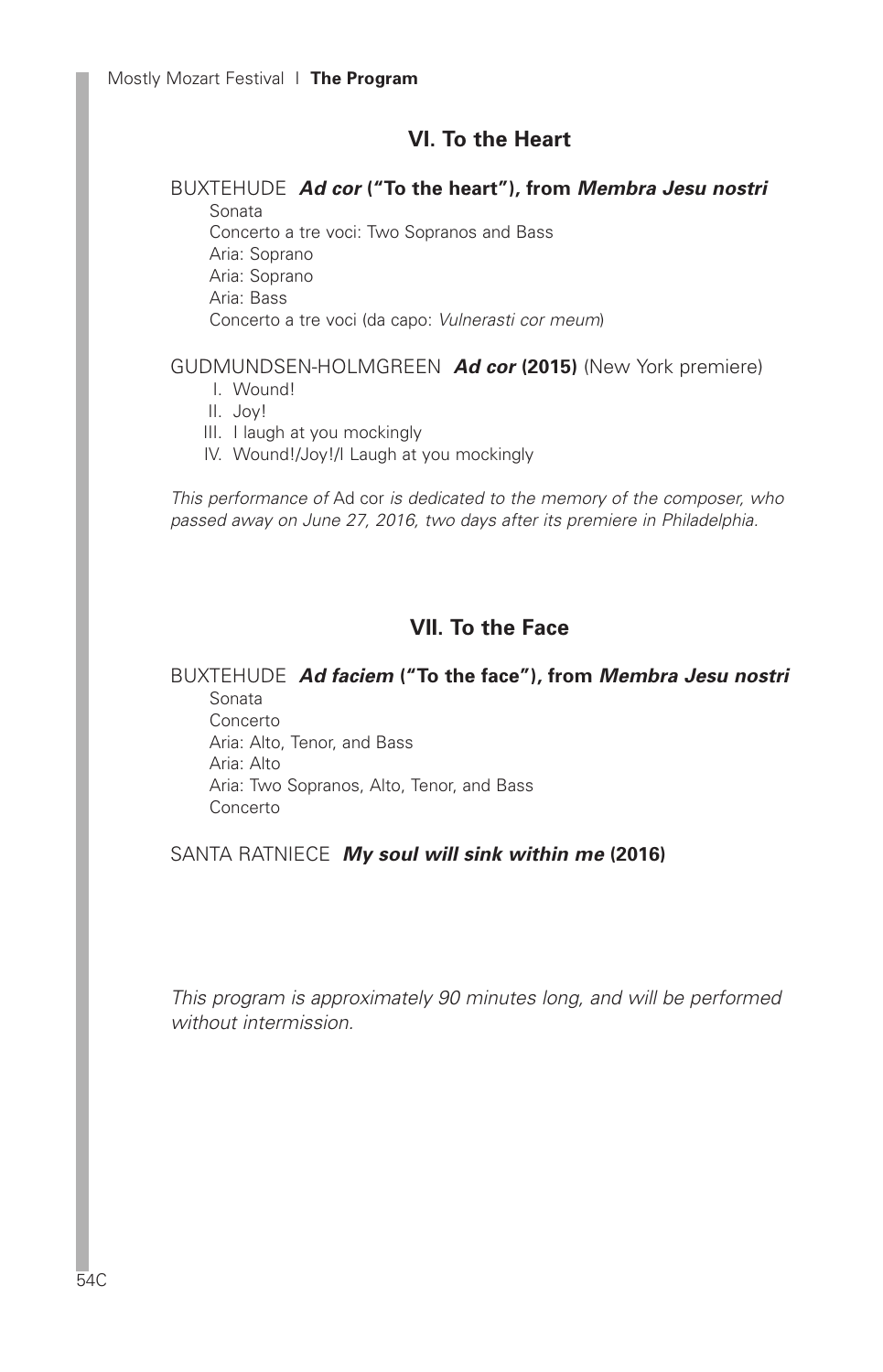## VI. To the Heart

BUXTEHUDE ***Ad cor* ("To the heart"), from *Membra Jesu nostri***

Sonata
Concerto a tre voci: Two Sopranos and Bass
Aria: Soprano
Aria: Soprano
Aria: Bass
Concerto a tre voci (da capo: *Vulnerasti cor meum*)

GUDMUNDSEN-HOLMGREEN ***Ad cor* (2015)** (New York premiere)

I. Wound!
II. Joy!
III. I laugh at you mockingly
IV. Wound!/Joy!/I Laugh at you mockingly

*This performance of* Ad cor *is dedicated to the memory of the composer, who passed away on June 27, 2016, two days after its premiere in Philadelphia.*

## VII. To the Face

BUXTEHUDE ***Ad faciem* ("To the face"), from *Membra Jesu nostri***

Sonata
Concerto
Aria: Alto, Tenor, and Bass
Aria: Alto
Aria: Two Sopranos, Alto, Tenor, and Bass
Concerto

SANTA RATNIECE ***My soul will sink within me* (2016)**

*This program is approximately 90 minutes long, and will be performed without intermission.*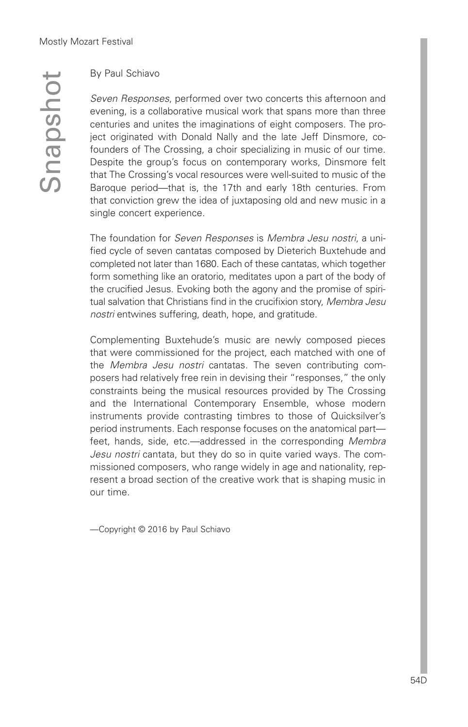# Snapshot

By Paul Schiavo

*Seven Responses*, performed over two concerts this afternoon and evening, is a collaborative musical work that spans more than three centuries and unites the imaginations of eight composers. The project originated with Donald Nally and the late Jeff Dinsmore, co-founders of The Crossing, a choir specializing in music of our time. Despite the group's focus on contemporary works, Dinsmore felt that The Crossing's vocal resources were well-suited to music of the Baroque period—that is, the 17th and early 18th centuries. From that conviction grew the idea of juxtaposing old and new music in a single concert experience.

The foundation for *Seven Responses* is *Membra Jesu nostri*, a unified cycle of seven cantatas composed by Dieterich Buxtehude and completed not later than 1680. Each of these cantatas, which together form something like an oratorio, meditates upon a part of the body of the crucified Jesus. Evoking both the agony and the promise of spiritual salvation that Christians find in the crucifixion story, *Membra Jesu nostri* entwines suffering, death, hope, and gratitude.

Complementing Buxtehude's music are newly composed pieces that were commissioned for the project, each matched with one of the *Membra Jesu nostri* cantatas. The seven contributing composers had relatively free rein in devising their "responses," the only constraints being the musical resources provided by The Crossing and the International Contemporary Ensemble, whose modern instruments provide contrasting timbres to those of Quicksilver's period instruments. Each response focuses on the anatomical part—feet, hands, side, etc.—addressed in the corresponding *Membra Jesu nostri* cantata, but they do so in quite varied ways. The commissioned composers, who range widely in age and nationality, represent a broad section of the creative work that is shaping music in our time.

—Copyright © 2016 by Paul Schiavo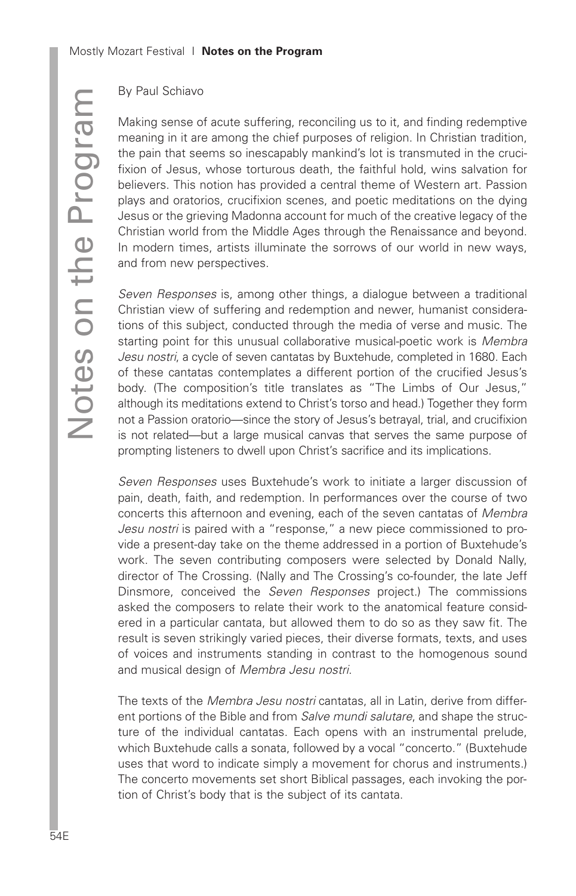By Paul Schiavo

Making sense of acute suffering, reconciling us to it, and finding redemptive meaning in it are among the chief purposes of religion. In Christian tradition, the pain that seems so inescapably mankind's lot is transmuted in the crucifixion of Jesus, whose torturous death, the faithful hold, wins salvation for believers. This notion has provided a central theme of Western art. Passion plays and oratorios, crucifixion scenes, and poetic meditations on the dying Jesus or the grieving Madonna account for much of the creative legacy of the Christian world from the Middle Ages through the Renaissance and beyond. In modern times, artists illuminate the sorrows of our world in new ways, and from new perspectives.

*Seven Responses* is, among other things, a dialogue between a traditional Christian view of suffering and redemption and newer, humanist considerations of this subject, conducted through the media of verse and music. The starting point for this unusual collaborative musical-poetic work is *Membra Jesu nostri*, a cycle of seven cantatas by Buxtehude, completed in 1680. Each of these cantatas contemplates a different portion of the crucified Jesus's body. (The composition's title translates as "The Limbs of Our Jesus," although its meditations extend to Christ's torso and head.) Together they form not a Passion oratorio—since the story of Jesus's betrayal, trial, and crucifixion is not related—but a large musical canvas that serves the same purpose of prompting listeners to dwell upon Christ's sacrifice and its implications.

*Seven Responses* uses Buxtehude's work to initiate a larger discussion of pain, death, faith, and redemption. In performances over the course of two concerts this afternoon and evening, each of the seven cantatas of *Membra Jesu nostri* is paired with a "response," a new piece commissioned to provide a present-day take on the theme addressed in a portion of Buxtehude's work. The seven contributing composers were selected by Donald Nally, director of The Crossing. (Nally and The Crossing's co-founder, the late Jeff Dinsmore, conceived the *Seven Responses* project.) The commissions asked the composers to relate their work to the anatomical feature considered in a particular cantata, but allowed them to do so as they saw fit. The result is seven strikingly varied pieces, their diverse formats, texts, and uses of voices and instruments standing in contrast to the homogenous sound and musical design of *Membra Jesu nostri*.

The texts of the *Membra Jesu nostri* cantatas, all in Latin, derive from different portions of the Bible and from *Salve mundi salutare*, and shape the structure of the individual cantatas. Each opens with an instrumental prelude, which Buxtehude calls a sonata, followed by a vocal "concerto." (Buxtehude uses that word to indicate simply a movement for chorus and instruments.) The concerto movements set short Biblical passages, each invoking the portion of Christ's body that is the subject of its cantata.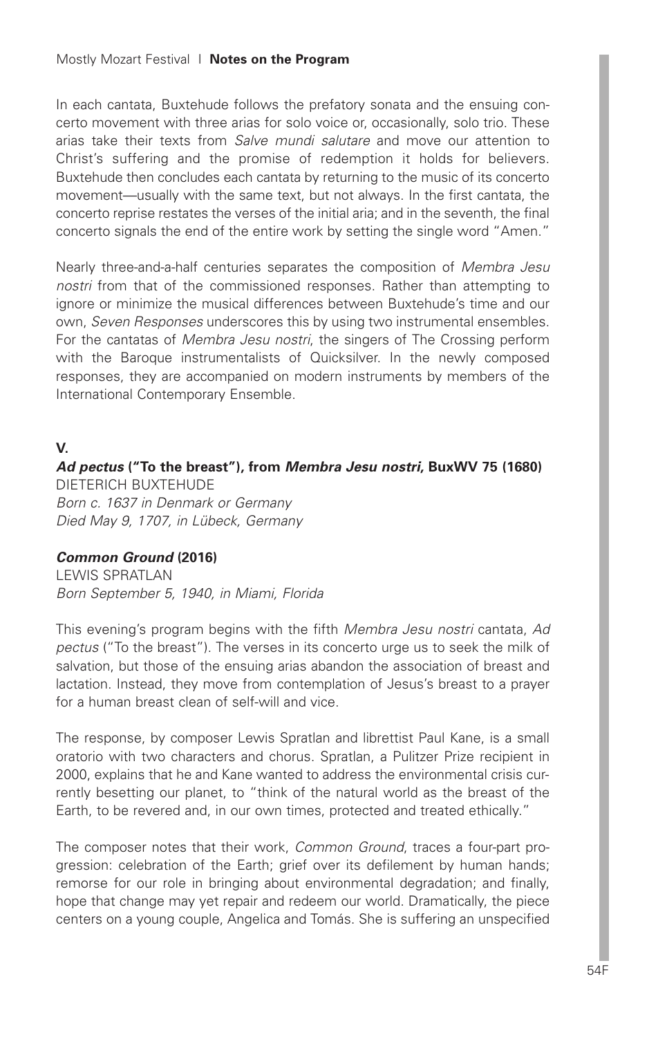In each cantata, Buxtehude follows the prefatory sonata and the ensuing concerto movement with three arias for solo voice or, occasionally, solo trio. These arias take their texts from *Salve mundi salutare* and move our attention to Christ's suffering and the promise of redemption it holds for believers. Buxtehude then concludes each cantata by returning to the music of its concerto movement—usually with the same text, but not always. In the first cantata, the concerto reprise restates the verses of the initial aria; and in the seventh, the final concerto signals the end of the entire work by setting the single word "Amen."

Nearly three-and-a-half centuries separates the composition of *Membra Jesu nostri* from that of the commissioned responses. Rather than attempting to ignore or minimize the musical differences between Buxtehude's time and our own, *Seven Responses* underscores this by using two instrumental ensembles. For the cantatas of *Membra Jesu nostri*, the singers of The Crossing perform with the Baroque instrumentalists of Quicksilver. In the newly composed responses, they are accompanied on modern instruments by members of the International Contemporary Ensemble.

## V.

### ***Ad pectus* ("To the breast"), from *Membra Jesu nostri*, BuxWV 75 (1680)**

DIETERICH BUXTEHUDE
*Born c. 1637 in Denmark or Germany*
*Died May 9, 1707, in Lübeck, Germany*

### ***Common Ground* (2016)**

LEWIS SPRATLAN
*Born September 5, 1940, in Miami, Florida*

This evening's program begins with the fifth *Membra Jesu nostri* cantata, *Ad pectus* ("To the breast"). The verses in its concerto urge us to seek the milk of salvation, but those of the ensuing arias abandon the association of breast and lactation. Instead, they move from contemplation of Jesus's breast to a prayer for a human breast clean of self-will and vice.

The response, by composer Lewis Spratlan and librettist Paul Kane, is a small oratorio with two characters and chorus. Spratlan, a Pulitzer Prize recipient in 2000, explains that he and Kane wanted to address the environmental crisis currently besetting our planet, to "think of the natural world as the breast of the Earth, to be revered and, in our own times, protected and treated ethically."

The composer notes that their work, *Common Ground*, traces a four-part progression: celebration of the Earth; grief over its defilement by human hands; remorse for our role in bringing about environmental degradation; and finally, hope that change may yet repair and redeem our world. Dramatically, the piece centers on a young couple, Angelica and Tomás. She is suffering an unspecified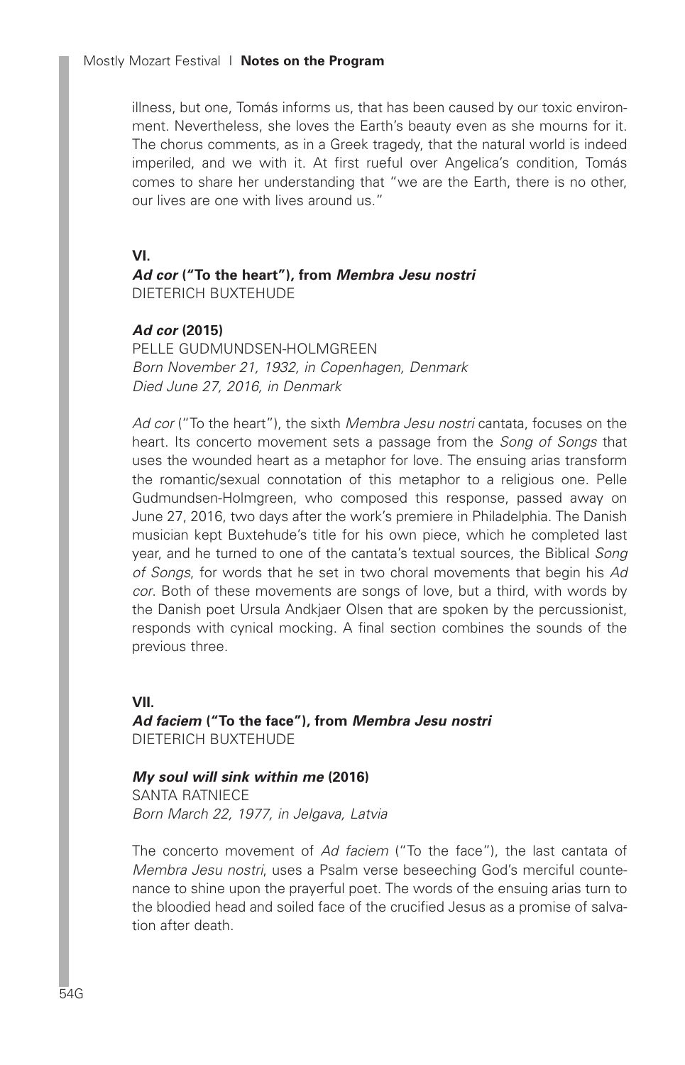illness, but one, Tomás informs us, that has been caused by our toxic environment. Nevertheless, she loves the Earth's beauty even as she mourns for it. The chorus comments, as in a Greek tragedy, that the natural world is indeed imperiled, and we with it. At first rueful over Angelica's condition, Tomás comes to share her understanding that "we are the Earth, there is no other, our lives are one with lives around us."

### VI.

### *Ad cor* ("To the heart"), from *Membra Jesu nostri*

DIETERICH BUXTEHUDE

#### *Ad cor* (2015)

PELLE GUDMUNDSEN-HOLMGREEN
*Born November 21, 1932, in Copenhagen, Denmark*
*Died June 27, 2016, in Denmark*

*Ad cor* ("To the heart"), the sixth *Membra Jesu nostri* cantata, focuses on the heart. Its concerto movement sets a passage from the *Song of Songs* that uses the wounded heart as a metaphor for love. The ensuing arias transform the romantic/sexual connotation of this metaphor to a religious one. Pelle Gudmundsen-Holmgreen, who composed this response, passed away on June 27, 2016, two days after the work's premiere in Philadelphia. The Danish musician kept Buxtehude's title for his own piece, which he completed last year, and he turned to one of the cantata's textual sources, the Biblical *Song of Songs*, for words that he set in two choral movements that begin his *Ad cor*. Both of these movements are songs of love, but a third, with words by the Danish poet Ursula Andkjaer Olsen that are spoken by the percussionist, responds with cynical mocking. A final section combines the sounds of the previous three.

### VII.

### *Ad faciem* ("To the face"), from *Membra Jesu nostri*

DIETERICH BUXTEHUDE

#### *My soul will sink within me* (2016)

SANTA RATNIECE
*Born March 22, 1977, in Jelgava, Latvia*

The concerto movement of *Ad faciem* ("To the face"), the last cantata of *Membra Jesu nostri*, uses a Psalm verse beseeching God's merciful countenance to shine upon the prayerful poet. The words of the ensuing arias turn to the bloodied head and soiled face of the crucified Jesus as a promise of salvation after death.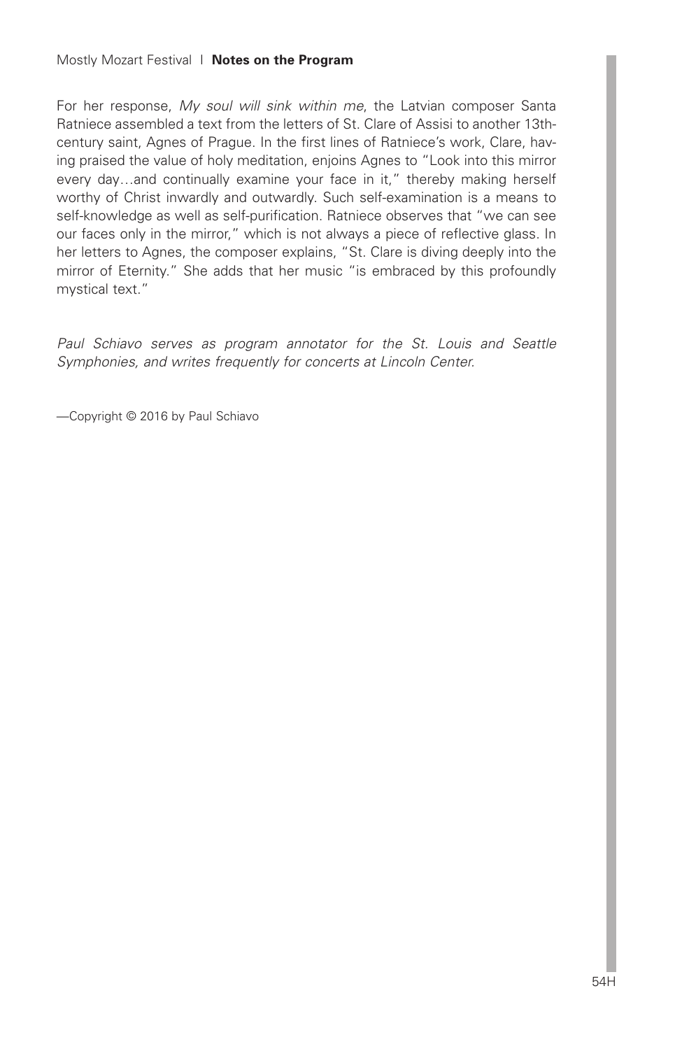For her response, *My soul will sink within me*, the Latvian composer Santa Ratniece assembled a text from the letters of St. Clare of Assisi to another 13th-century saint, Agnes of Prague. In the first lines of Ratniece's work, Clare, having praised the value of holy meditation, enjoins Agnes to "Look into this mirror every day…and continually examine your face in it," thereby making herself worthy of Christ inwardly and outwardly. Such self-examination is a means to self-knowledge as well as self-purification. Ratniece observes that "we can see our faces only in the mirror," which is not always a piece of reflective glass. In her letters to Agnes, the composer explains, "St. Clare is diving deeply into the mirror of Eternity." She adds that her music "is embraced by this profoundly mystical text."

*Paul Schiavo serves as program annotator for the St. Louis and Seattle Symphonies, and writes frequently for concerts at Lincoln Center.*

—Copyright © 2016 by Paul Schiavo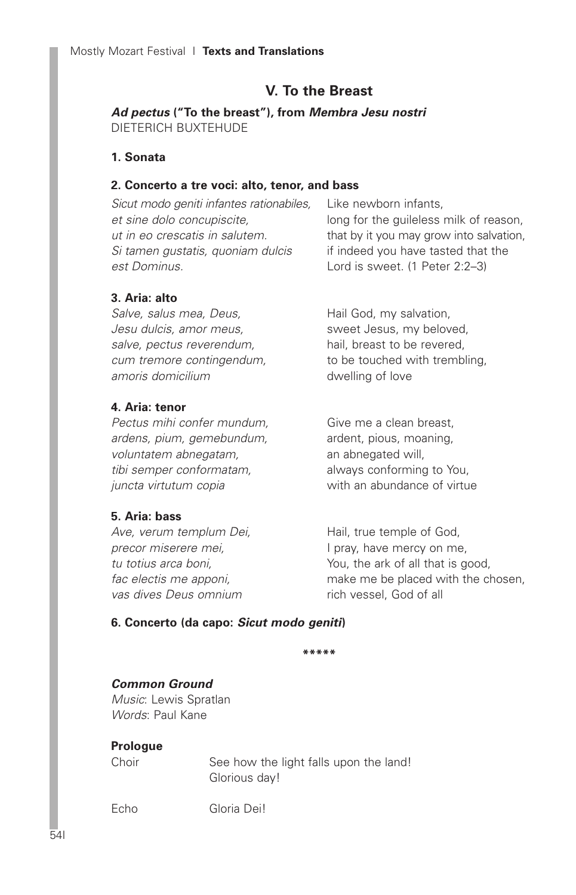## V. To the Breast

***Ad pectus* ("To the breast"), from *Membra Jesu nostri***
DIETERICH BUXTEHUDE

**1. Sonata**

**2. Concerto a tre voci: alto, tenor, and bass**

| | |
|---|---|
| *Sicut modo geniti infantes rationabiles,* | Like newborn infants, |
| *et sine dolo concupiscite,* | long for the guileless milk of reason, |
| *ut in eo crescatis in salutem.* | that by it you may grow into salvation, |
| *Si tamen gustatis, quoniam dulcis* | if indeed you have tasted that the |
| *est Dominus.* | Lord is sweet. (1 Peter 2:2–3) |

**3. Aria: alto**

| | |
|---|---|
| *Salve, salus mea, Deus,* | Hail God, my salvation, |
| *Jesu dulcis, amor meus,* | sweet Jesus, my beloved, |
| *salve, pectus reverendum,* | hail, breast to be revered, |
| *cum tremore contingendum,* | to be touched with trembling, |
| *amoris domicilium* | dwelling of love |

**4. Aria: tenor**

| | |
|---|---|
| *Pectus mihi confer mundum,* | Give me a clean breast, |
| *ardens, pium, gemebundum,* | ardent, pious, moaning, |
| *voluntatem abnegatam,* | an abnegated will, |
| *tibi semper conformatam,* | always conforming to You, |
| *juncta virtutum copia* | with an abundance of virtue |

**5. Aria: bass**

| | |
|---|---|
| *Ave, verum templum Dei,* | Hail, true temple of God, |
| *precor miserere mei,* | I pray, have mercy on me, |
| *tu totius arca boni,* | You, the ark of all that is good, |
| *fac electis me apponi,* | make me be placed with the chosen, |
| *vas dives Deus omnium* | rich vessel, God of all |

**6. Concerto (da capo: *Sicut modo geniti*)**

*****

***Common Ground***
*Music*: Lewis Spratlan
*Words*: Paul Kane

**Prologue**

| | |
|---|---|
| Choir | See how the light falls upon the land!<br>Glorious day! |
| Echo | Gloria Dei! |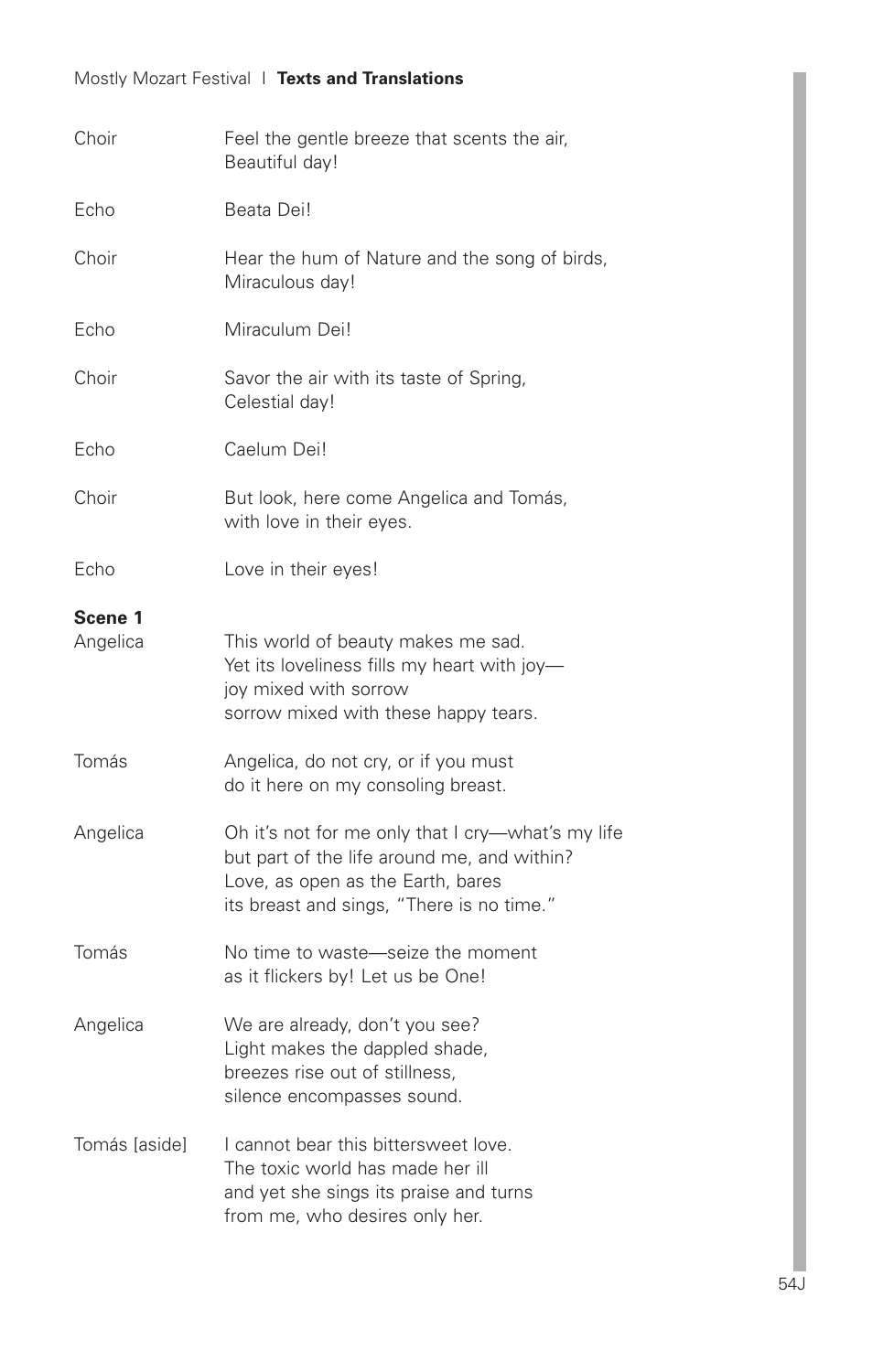| | |
|---|---|
| Choir | Feel the gentle breeze that scents the air,<br>Beautiful day! |
| Echo | Beata Dei! |
| Choir | Hear the hum of Nature and the song of birds,<br>Miraculous day! |
| Echo | Miraculum Dei! |
| Choir | Savor the air with its taste of Spring,<br>Celestial day! |
| Echo | Caelum Dei! |
| Choir | But look, here come Angelica and Tomás,<br>with love in their eyes. |
| Echo | Love in their eyes! |

**Scene 1**

| | |
|---|---|
| Angelica | This world of beauty makes me sad.<br>Yet its loveliness fills my heart with joy—<br>joy mixed with sorrow<br>sorrow mixed with these happy tears. |
| Tomás | Angelica, do not cry, or if you must<br>do it here on my consoling breast. |
| Angelica | Oh it's not for me only that I cry—what's my life<br>but part of the life around me, and within?<br>Love, as open as the Earth, bares<br>its breast and sings, "There is no time." |
| Tomás | No time to waste—seize the moment<br>as it flickers by! Let us be One! |
| Angelica | We are already, don't you see?<br>Light makes the dappled shade,<br>breezes rise out of stillness,<br>silence encompasses sound. |
| Tomás [aside] | I cannot bear this bittersweet love.<br>The toxic world has made her ill<br>and yet she sings its praise and turns<br>from me, who desires only her. |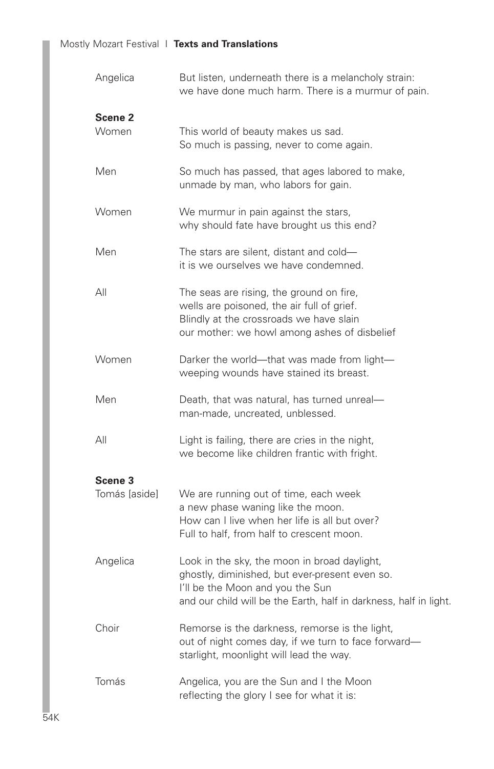Angelica — But listen, underneath there is a melancholy strain:
we have done much harm. There is a murmur of pain.

**Scene 2**

Women — This world of beauty makes us sad.
So much is passing, never to come again.

Men — So much has passed, that ages labored to make,
unmade by man, who labors for gain.

Women — We murmur in pain against the stars,
why should fate have brought us this end?

Men — The stars are silent, distant and cold—
it is we ourselves we have condemned.

All — The seas are rising, the ground on fire,
wells are poisoned, the air full of grief.
Blindly at the crossroads we have slain
our mother: we howl among ashes of disbelief

Women — Darker the world—that was made from light—
weeping wounds have stained its breast.

Men — Death, that was natural, has turned unreal—
man-made, uncreated, unblessed.

All — Light is failing, there are cries in the night,
we become like children frantic with fright.

**Scene 3**

Tomás [aside] — We are running out of time, each week
a new phase waning like the moon.
How can I live when her life is all but over?
Full to half, from half to crescent moon.

Angelica — Look in the sky, the moon in broad daylight,
ghostly, diminished, but ever-present even so.
I'll be the Moon and you the Sun
and our child will be the Earth, half in darkness, half in light.

Choir — Remorse is the darkness, remorse is the light,
out of night comes day, if we turn to face forward—
starlight, moonlight will lead the way.

Tomás — Angelica, you are the Sun and I the Moon
reflecting the glory I see for what it is: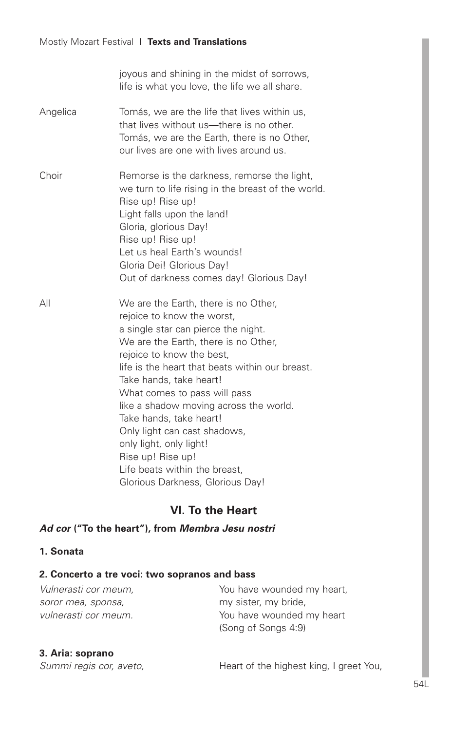joyous and shining in the midst of sorrows,
life is what you love, the life we all share.

| | |
|---|---|
| Angelica | Tomás, we are the life that lives within us,<br>that lives without us—there is no other.<br>Tomás, we are the Earth, there is no Other,<br>our lives are one with lives around us. |
| Choir | Remorse is the darkness, remorse the light,<br>we turn to life rising in the breast of the world.<br>Rise up! Rise up!<br>Light falls upon the land!<br>Gloria, glorious Day!<br>Rise up! Rise up!<br>Let us heal Earth's wounds!<br>Gloria Dei! Glorious Day!<br>Out of darkness comes day! Glorious Day! |
| All | We are the Earth, there is no Other,<br>rejoice to know the worst,<br>a single star can pierce the night.<br>We are the Earth, there is no Other,<br>rejoice to know the best,<br>life is the heart that beats within our breast.<br>Take hands, take heart!<br>What comes to pass will pass<br>like a shadow moving across the world.<br>Take hands, take heart!<br>Only light can cast shadows,<br>only light, only light!<br>Rise up! Rise up!<br>Life beats within the breast,<br>Glorious Darkness, Glorious Day! |

## VI. To the Heart

***Ad cor* ("To the heart"), from *Membra Jesu nostri***

**1. Sonata**

**2. Concerto a tre voci: two sopranos and bass**

| | |
|---|---|
| *Vulnerasti cor meum,*<br>*soror mea, sponsa,*<br>*vulnerasti cor meum.* | You have wounded my heart,<br>my sister, my bride,<br>You have wounded my heart<br>(Song of Songs 4:9) |

**3. Aria: soprano**

| | |
|---|---|
| *Summi regis cor, aveto,* | Heart of the highest king, I greet You, |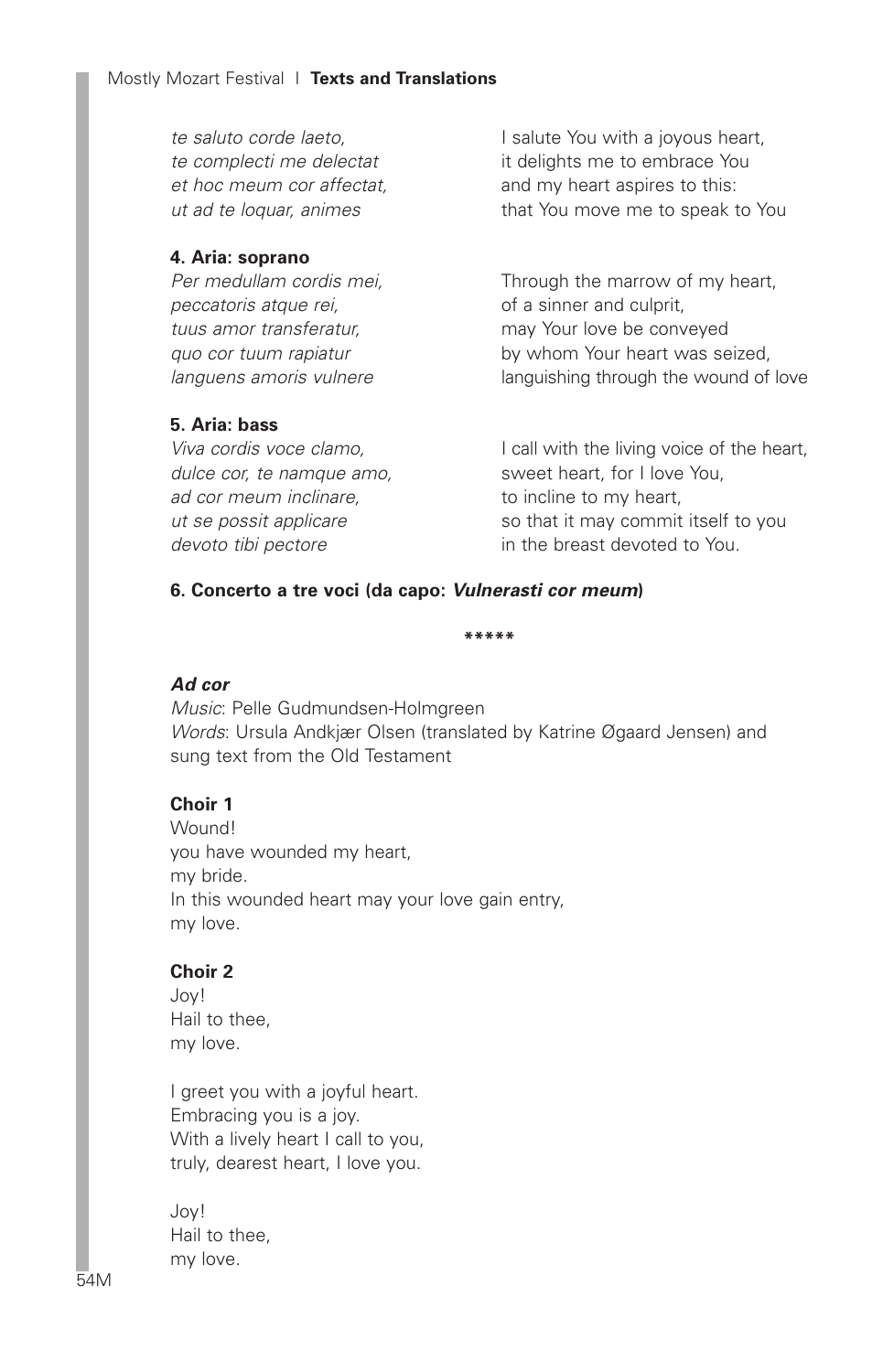*te saluto corde laeto,*
*te complecti me delectat*
*et hoc meum cor affectat,*
*ut ad te loquar, animes*

I salute You with a joyous heart,
it delights me to embrace You
and my heart aspires to this:
that You move me to speak to You

**4. Aria: soprano**

*Per medullam cordis mei,*
*peccatoris atque rei,*
*tuus amor transferatur,*
*quo cor tuum rapiatur*
*languens amoris vulnere*

Through the marrow of my heart,
of a sinner and culprit,
may Your love be conveyed
by whom Your heart was seized,
languishing through the wound of love

**5. Aria: bass**

*Viva cordis voce clamo,*
*dulce cor, te namque amo,*
*ad cor meum inclinare,*
*ut se possit applicare*
*devoto tibi pectore*

I call with the living voice of the heart,
sweet heart, for I love You,
to incline to my heart,
so that it may commit itself to you
in the breast devoted to You.

**6. Concerto a tre voci (da capo: *Vulnerasti cor meum*)**

*****

***Ad cor***

*Music*: Pelle Gudmundsen-Holmgreen
*Words*: Ursula Andkjær Olsen (translated by Katrine Øgaard Jensen) and sung text from the Old Testament

**Choir 1**

Wound!
you have wounded my heart,
my bride.
In this wounded heart may your love gain entry,
my love.

**Choir 2**

Joy!
Hail to thee,
my love.

I greet you with a joyful heart.
Embracing you is a joy.
With a lively heart I call to you,
truly, dearest heart, I love you.

Joy!
Hail to thee,
my love.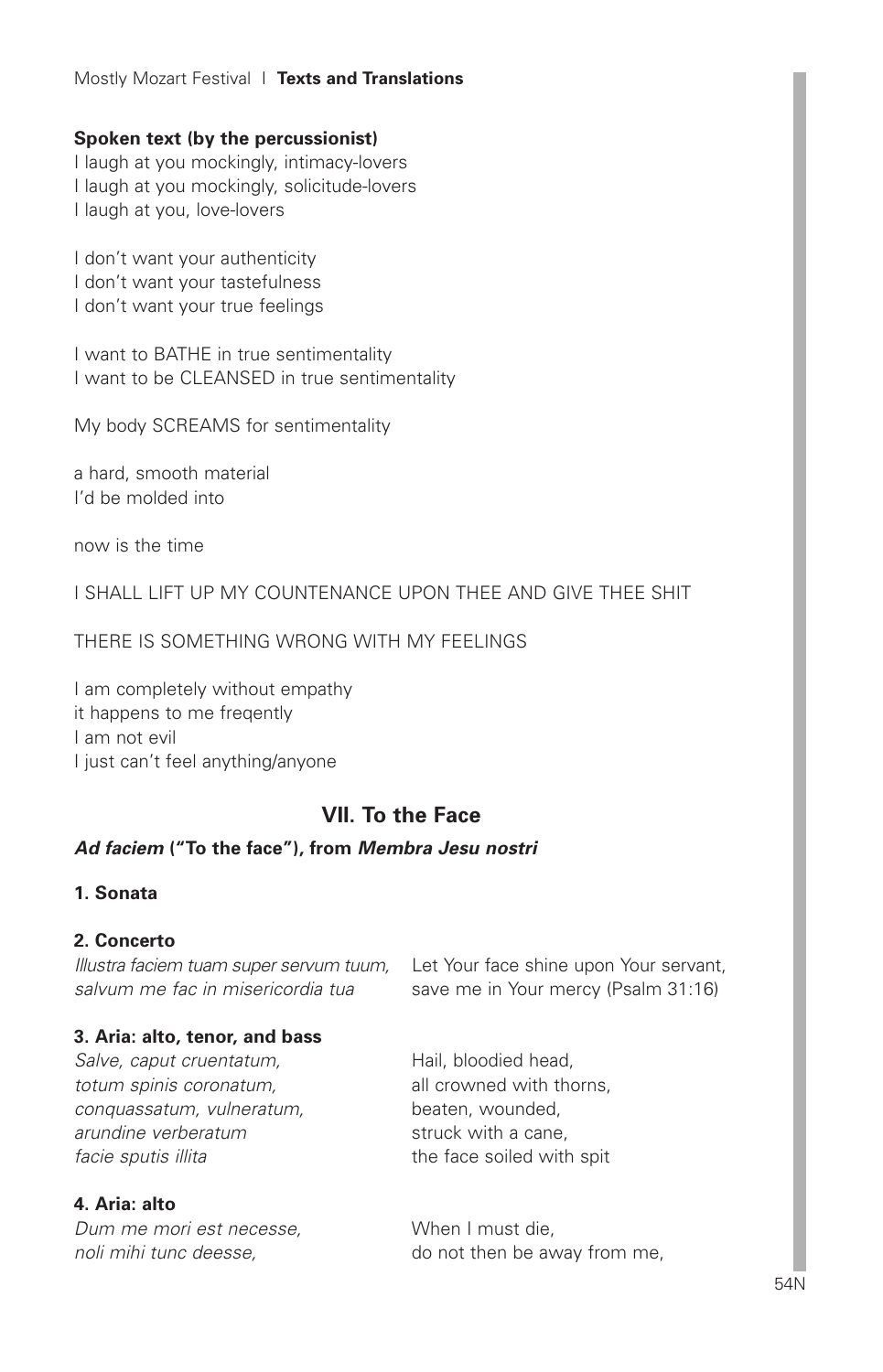**Spoken text (by the percussionist)**

I laugh at you mockingly, intimacy-lovers
I laugh at you mockingly, solicitude-lovers
I laugh at you, love-lovers

I don't want your authenticity
I don't want your tastefulness
I don't want your true feelings

I want to BATHE in true sentimentality
I want to be CLEANSED in true sentimentality

My body SCREAMS for sentimentality

a hard, smooth material
I'd be molded into

now is the time

I SHALL LIFT UP MY COUNTENANCE UPON THEE AND GIVE THEE SHIT

THERE IS SOMETHING WRONG WITH MY FEELINGS

I am completely without empathy
it happens to me freqently
I am not evil
I just can't feel anything/anyone

## VII. To the Face

***Ad faciem* ("To the face"), from *Membra Jesu nostri***

**1. Sonata**

**2. Concerto**

| | |
|---|---|
| *Illustra faciem tuam super servum tuum,* | Let Your face shine upon Your servant, |
| *salvum me fac in misericordia tua* | save me in Your mercy (Psalm 31:16) |

**3. Aria: alto, tenor, and bass**

| | |
|---|---|
| *Salve, caput cruentatum,* | Hail, bloodied head, |
| *totum spinis coronatum,* | all crowned with thorns, |
| *conquassatum, vulneratum,* | beaten, wounded, |
| *arundine verberatum* | struck with a cane, |
| *facie sputis illita* | the face soiled with spit |

**4. Aria: alto**

| | |
|---|---|
| *Dum me mori est necesse,* | When I must die, |
| *noli mihi tunc deesse,* | do not then be away from me, |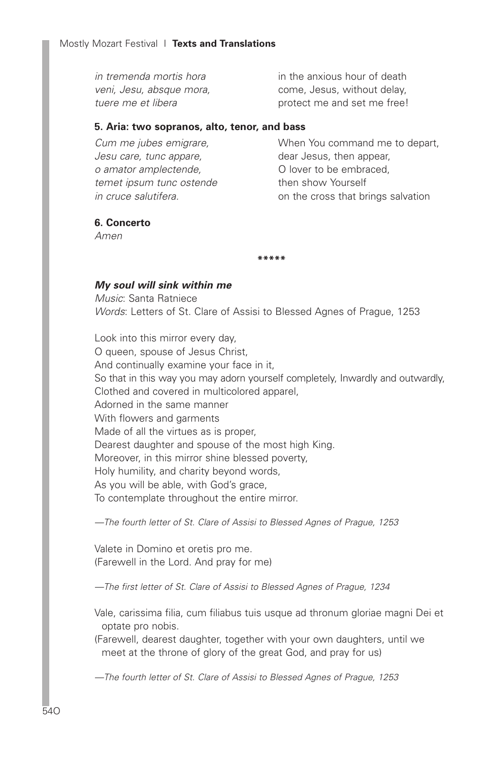| | |
|---|---|
| *in tremenda mortis hora* | in the anxious hour of death |
| *veni, Jesu, absque mora,* | come, Jesus, without delay, |
| *tuere me et libera* | protect me and set me free! |

**5. Aria: two sopranos, alto, tenor, and bass**

| | |
|---|---|
| *Cum me jubes emigrare,* | When You command me to depart, |
| *Jesu care, tunc appare,* | dear Jesus, then appear, |
| *o amator amplectende,* | O lover to be embraced, |
| *temet ipsum tunc ostende* | then show Yourself |
| *in cruce salutifera.* | on the cross that brings salvation |

**6. Concerto**

*Amen*

*****

***My soul will sink within me***

*Music*: Santa Ratniece
*Words*: Letters of St. Clare of Assisi to Blessed Agnes of Prague, 1253

Look into this mirror every day,
O queen, spouse of Jesus Christ,
And continually examine your face in it,
So that in this way you may adorn yourself completely, Inwardly and outwardly,
Clothed and covered in multicolored apparel,
Adorned in the same manner
With flowers and garments
Made of all the virtues as is proper,
Dearest daughter and spouse of the most high King.
Moreover, in this mirror shine blessed poverty,
Holy humility, and charity beyond words,
As you will be able, with God's grace,
To contemplate throughout the entire mirror.

—*The fourth letter of St. Clare of Assisi to Blessed Agnes of Prague, 1253*

Valete in Domino et oretis pro me.
(Farewell in the Lord. And pray for me)

—*The first letter of St. Clare of Assisi to Blessed Agnes of Prague, 1234*

Vale, carissima filia, cum filiabus tuis usque ad thronum gloriae magni Dei et optate pro nobis.
(Farewell, dearest daughter, together with your own daughters, until we meet at the throne of glory of the great God, and pray for us)

—*The fourth letter of St. Clare of Assisi to Blessed Agnes of Prague, 1253*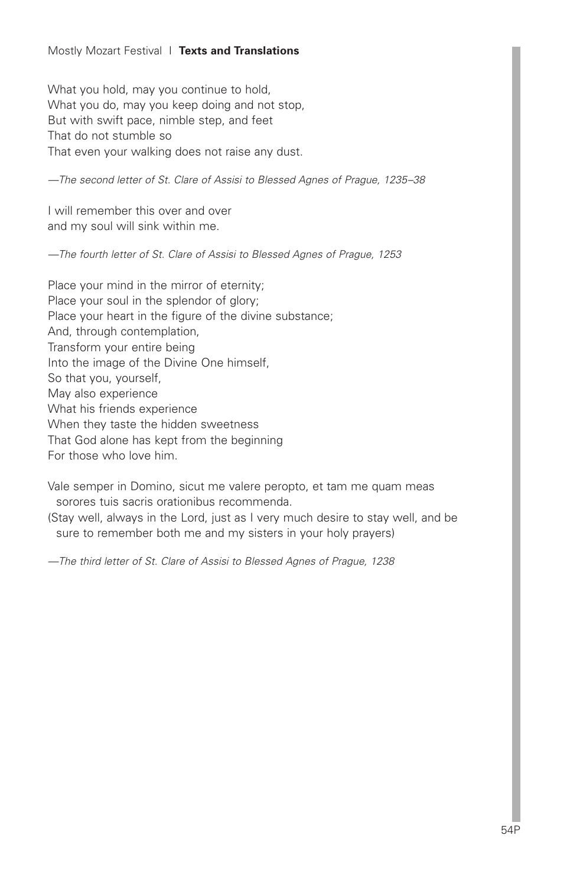What you hold, may you continue to hold,
What you do, may you keep doing and not stop,
But with swift pace, nimble step, and feet
That do not stumble so
That even your walking does not raise any dust.

*—The second letter of St. Clare of Assisi to Blessed Agnes of Prague, 1235–38*

I will remember this over and over
and my soul will sink within me.

*—The fourth letter of St. Clare of Assisi to Blessed Agnes of Prague, 1253*

Place your mind in the mirror of eternity;
Place your soul in the splendor of glory;
Place your heart in the figure of the divine substance;
And, through contemplation,
Transform your entire being
Into the image of the Divine One himself,
So that you, yourself,
May also experience
What his friends experience
When they taste the hidden sweetness
That God alone has kept from the beginning
For those who love him.

Vale semper in Domino, sicut me valere peropto, et tam me quam meas sorores tuis sacris orationibus recommenda.
(Stay well, always in the Lord, just as I very much desire to stay well, and be sure to remember both me and my sisters in your holy prayers)

*—The third letter of St. Clare of Assisi to Blessed Agnes of Prague, 1238*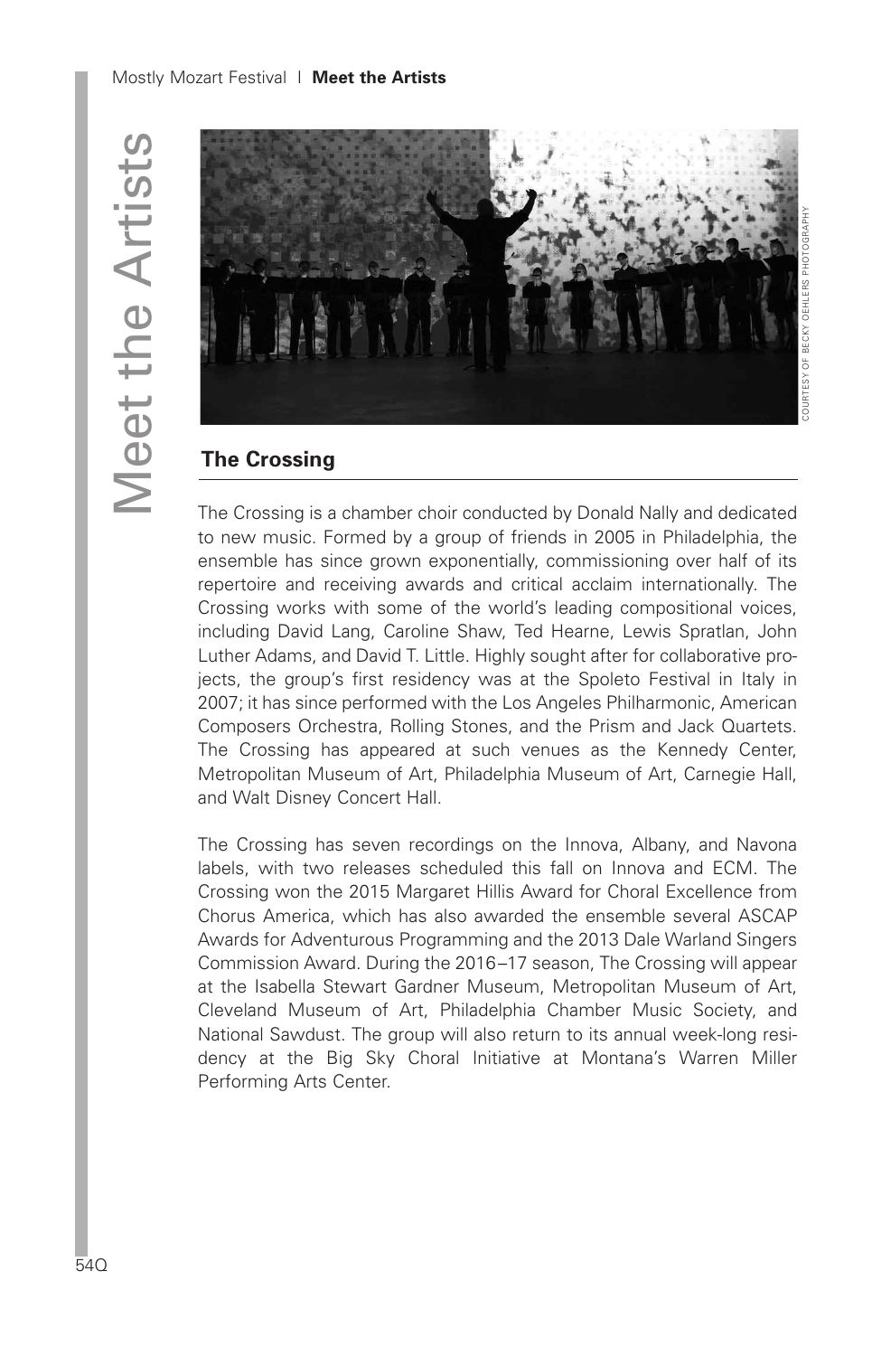## The Crossing

The Crossing is a chamber choir conducted by Donald Nally and dedicated to new music. Formed by a group of friends in 2005 in Philadelphia, the ensemble has since grown exponentially, commissioning over half of its repertoire and receiving awards and critical acclaim internationally. The Crossing works with some of the world's leading compositional voices, including David Lang, Caroline Shaw, Ted Hearne, Lewis Spratlan, John Luther Adams, and David T. Little. Highly sought after for collaborative projects, the group's first residency was at the Spoleto Festival in Italy in 2007; it has since performed with the Los Angeles Philharmonic, American Composers Orchestra, Rolling Stones, and the Prism and Jack Quartets. The Crossing has appeared at such venues as the Kennedy Center, Metropolitan Museum of Art, Philadelphia Museum of Art, Carnegie Hall, and Walt Disney Concert Hall.

The Crossing has seven recordings on the Innova, Albany, and Navona labels, with two releases scheduled this fall on Innova and ECM. The Crossing won the 2015 Margaret Hillis Award for Choral Excellence from Chorus America, which has also awarded the ensemble several ASCAP Awards for Adventurous Programming and the 2013 Dale Warland Singers Commission Award. During the 2016–17 season, The Crossing will appear at the Isabella Stewart Gardner Museum, Metropolitan Museum of Art, Cleveland Museum of Art, Philadelphia Chamber Music Society, and National Sawdust. The group will also return to its annual week-long residency at the Big Sky Choral Initiative at Montana's Warren Miller Performing Arts Center.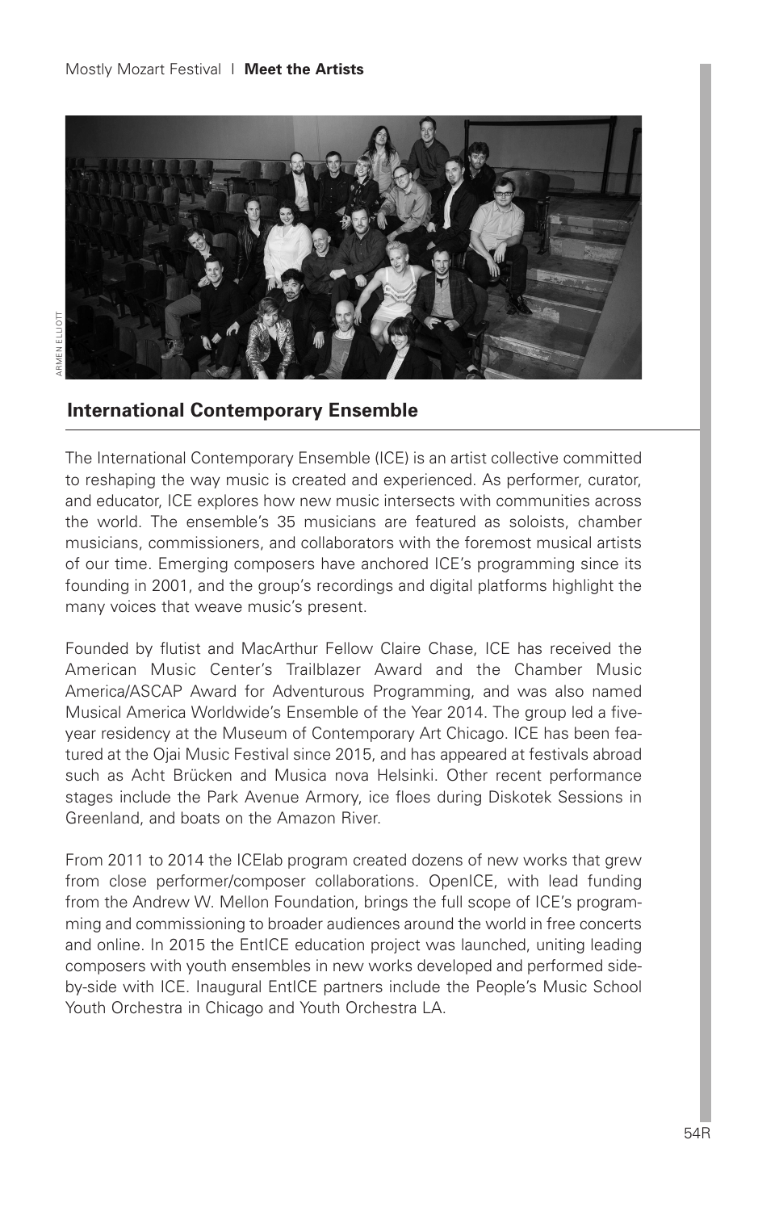## International Contemporary Ensemble

The International Contemporary Ensemble (ICE) is an artist collective committed to reshaping the way music is created and experienced. As performer, curator, and educator, ICE explores how new music intersects with communities across the world. The ensemble's 35 musicians are featured as soloists, chamber musicians, commissioners, and collaborators with the foremost musical artists of our time. Emerging composers have anchored ICE's programming since its founding in 2001, and the group's recordings and digital platforms highlight the many voices that weave music's present.

Founded by flutist and MacArthur Fellow Claire Chase, ICE has received the American Music Center's Trailblazer Award and the Chamber Music America/ASCAP Award for Adventurous Programming, and was also named Musical America Worldwide's Ensemble of the Year 2014. The group led a five-year residency at the Museum of Contemporary Art Chicago. ICE has been featured at the Ojai Music Festival since 2015, and has appeared at festivals abroad such as Acht Brücken and Musica nova Helsinki. Other recent performance stages include the Park Avenue Armory, ice floes during Diskotek Sessions in Greenland, and boats on the Amazon River.

From 2011 to 2014 the ICElab program created dozens of new works that grew from close performer/composer collaborations. OpenICE, with lead funding from the Andrew W. Mellon Foundation, brings the full scope of ICE's programming and commissioning to broader audiences around the world in free concerts and online. In 2015 the EntICE education project was launched, uniting leading composers with youth ensembles in new works developed and performed side-by-side with ICE. Inaugural EntICE partners include the People's Music School Youth Orchestra in Chicago and Youth Orchestra LA.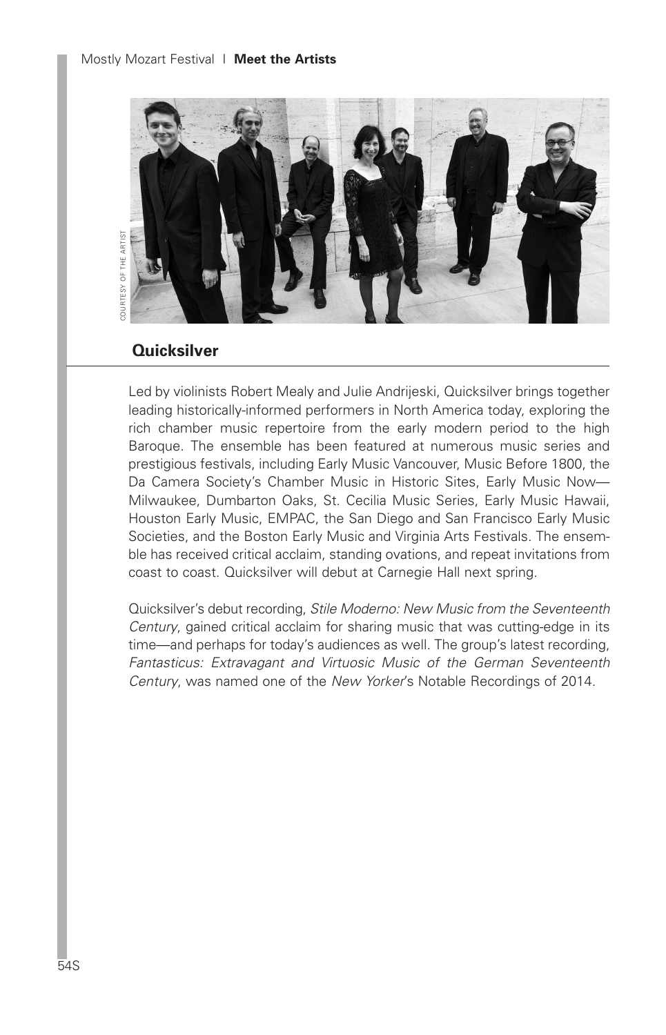COURTESY OF THE ARTIST

## Quicksilver

Led by violinists Robert Mealy and Julie Andrijeski, Quicksilver brings together leading historically-informed performers in North America today, exploring the rich chamber music repertoire from the early modern period to the high Baroque. The ensemble has been featured at numerous music series and prestigious festivals, including Early Music Vancouver, Music Before 1800, the Da Camera Society's Chamber Music in Historic Sites, Early Music Now—Milwaukee, Dumbarton Oaks, St. Cecilia Music Series, Early Music Hawaii, Houston Early Music, EMPAC, the San Diego and San Francisco Early Music Societies, and the Boston Early Music and Virginia Arts Festivals. The ensemble has received critical acclaim, standing ovations, and repeat invitations from coast to coast. Quicksilver will debut at Carnegie Hall next spring.

Quicksilver's debut recording, *Stile Moderno: New Music from the Seventeenth Century*, gained critical acclaim for sharing music that was cutting-edge in its time—and perhaps for today's audiences as well. The group's latest recording, *Fantasticus: Extravagant and Virtuosic Music of the German Seventeenth Century*, was named one of the *New Yorker*'s Notable Recordings of 2014.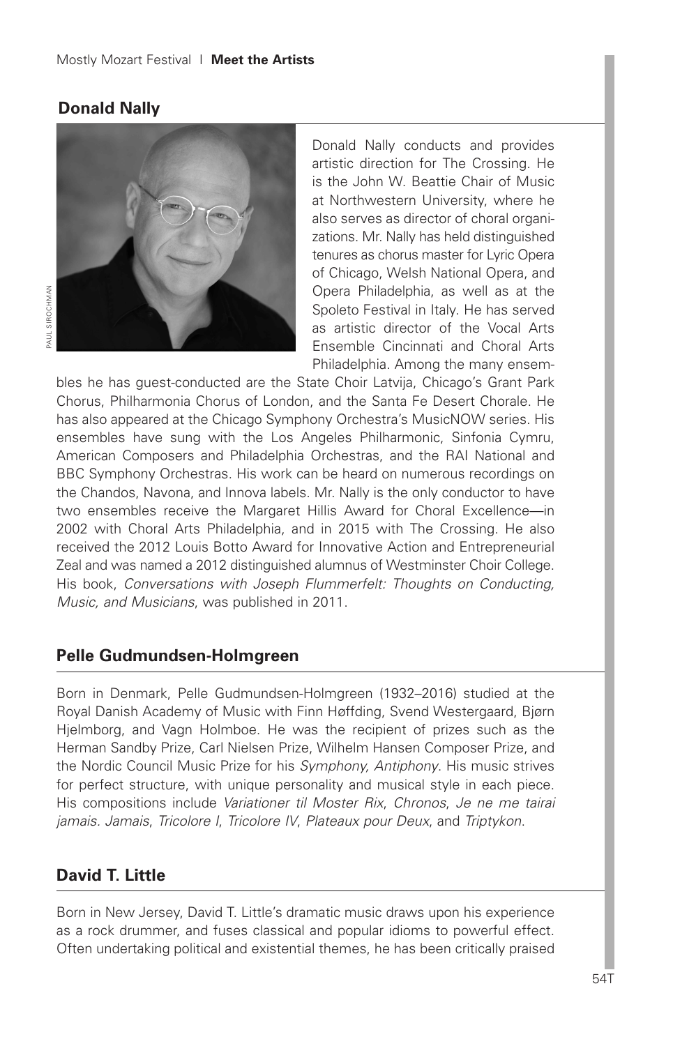## Donald Nally

Donald Nally conducts and provides artistic direction for The Crossing. He is the John W. Beattie Chair of Music at Northwestern University, where he also serves as director of choral organizations. Mr. Nally has held distinguished tenures as chorus master for Lyric Opera of Chicago, Welsh National Opera, and Opera Philadelphia, as well as at the Spoleto Festival in Italy. He has served as artistic director of the Vocal Arts Ensemble Cincinnati and Choral Arts Philadelphia. Among the many ensembles he has guest-conducted are the State Choir Latvija, Chicago's Grant Park Chorus, Philharmonia Chorus of London, and the Santa Fe Desert Chorale. He has also appeared at the Chicago Symphony Orchestra's MusicNOW series. His ensembles have sung with the Los Angeles Philharmonic, Sinfonia Cymru, American Composers and Philadelphia Orchestras, and the RAI National and BBC Symphony Orchestras. His work can be heard on numerous recordings on the Chandos, Navona, and Innova labels. Mr. Nally is the only conductor to have two ensembles receive the Margaret Hillis Award for Choral Excellence—in 2002 with Choral Arts Philadelphia, and in 2015 with The Crossing. He also received the 2012 Louis Botto Award for Innovative Action and Entrepreneurial Zeal and was named a 2012 distinguished alumnus of Westminster Choir College. His book, *Conversations with Joseph Flummerfelt: Thoughts on Conducting, Music, and Musicians*, was published in 2011.

## Pelle Gudmundsen-Holmgreen

Born in Denmark, Pelle Gudmundsen-Holmgreen (1932–2016) studied at the Royal Danish Academy of Music with Finn Høffding, Svend Westergaard, Bjørn Hjelmborg, and Vagn Holmboe. He was the recipient of prizes such as the Herman Sandby Prize, Carl Nielsen Prize, Wilhelm Hansen Composer Prize, and the Nordic Council Music Prize for his *Symphony, Antiphony*. His music strives for perfect structure, with unique personality and musical style in each piece. His compositions include *Variationer til Moster Rix*, *Chronos*, *Je ne me tairai jamais. Jamais*, *Tricolore I*, *Tricolore IV*, *Plateaux pour Deux*, and *Triptykon*.

## David T. Little

Born in New Jersey, David T. Little's dramatic music draws upon his experience as a rock drummer, and fuses classical and popular idioms to powerful effect. Often undertaking political and existential themes, he has been critically praised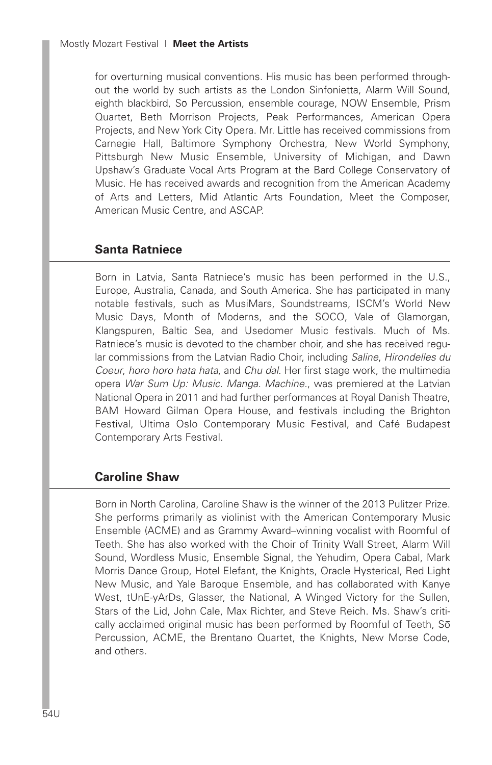for overturning musical conventions. His music has been performed throughout the world by such artists as the London Sinfonietta, Alarm Will Sound, eighth blackbird, Sō Percussion, ensemble courage, NOW Ensemble, Prism Quartet, Beth Morrison Projects, Peak Performances, American Opera Projects, and New York City Opera. Mr. Little has received commissions from Carnegie Hall, Baltimore Symphony Orchestra, New World Symphony, Pittsburgh New Music Ensemble, University of Michigan, and Dawn Upshaw's Graduate Vocal Arts Program at the Bard College Conservatory of Music. He has received awards and recognition from the American Academy of Arts and Letters, Mid Atlantic Arts Foundation, Meet the Composer, American Music Centre, and ASCAP.

## Santa Ratniece

Born in Latvia, Santa Ratniece's music has been performed in the U.S., Europe, Australia, Canada, and South America. She has participated in many notable festivals, such as MusiMars, Soundstreams, ISCM's World New Music Days, Month of Moderns, and the SOCO, Vale of Glamorgan, Klangspuren, Baltic Sea, and Usedomer Music festivals. Much of Ms. Ratniece's music is devoted to the chamber choir, and she has received regular commissions from the Latvian Radio Choir, including *Saline*, *Hirondelles du Coeur*, *horo horo hata hata*, and *Chu dal*. Her first stage work, the multimedia opera *War Sum Up: Music. Manga. Machine.*, was premiered at the Latvian National Opera in 2011 and had further performances at Royal Danish Theatre, BAM Howard Gilman Opera House, and festivals including the Brighton Festival, Ultima Oslo Contemporary Music Festival, and Café Budapest Contemporary Arts Festival.

## Caroline Shaw

Born in North Carolina, Caroline Shaw is the winner of the 2013 Pulitzer Prize. She performs primarily as violinist with the American Contemporary Music Ensemble (ACME) and as Grammy Award–winning vocalist with Roomful of Teeth. She has also worked with the Choir of Trinity Wall Street, Alarm Will Sound, Wordless Music, Ensemble Signal, the Yehudim, Opera Cabal, Mark Morris Dance Group, Hotel Elefant, the Knights, Oracle Hysterical, Red Light New Music, and Yale Baroque Ensemble, and has collaborated with Kanye West, tUnE-yArDs, Glasser, the National, A Winged Victory for the Sullen, Stars of the Lid, John Cale, Max Richter, and Steve Reich. Ms. Shaw's critically acclaimed original music has been performed by Roomful of Teeth, Sō Percussion, ACME, the Brentano Quartet, the Knights, New Morse Code, and others.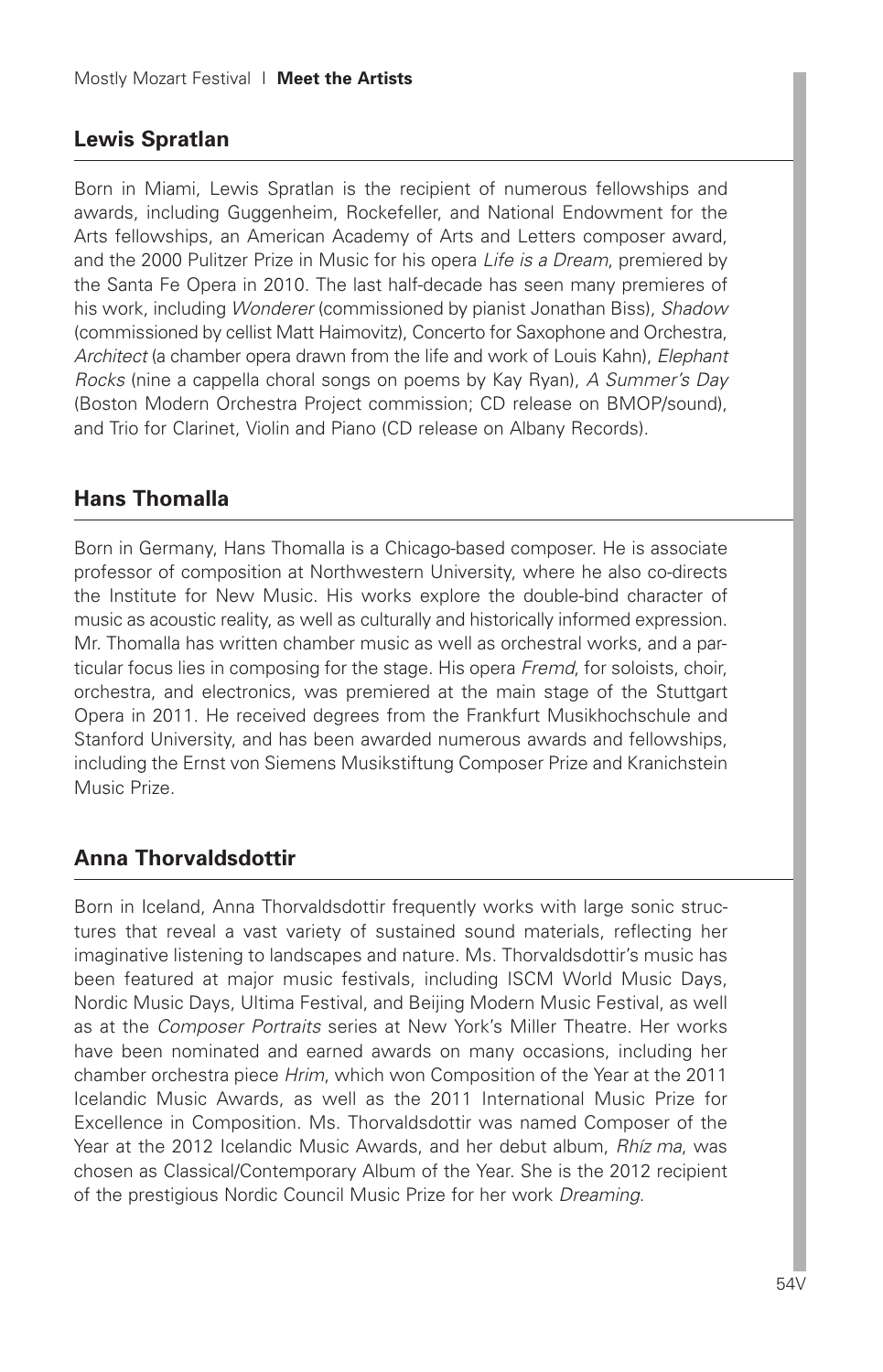## Lewis Spratlan

Born in Miami, Lewis Spratlan is the recipient of numerous fellowships and awards, including Guggenheim, Rockefeller, and National Endowment for the Arts fellowships, an American Academy of Arts and Letters composer award, and the 2000 Pulitzer Prize in Music for his opera *Life is a Dream*, premiered by the Santa Fe Opera in 2010. The last half-decade has seen many premieres of his work, including *Wonderer* (commissioned by pianist Jonathan Biss), *Shadow* (commissioned by cellist Matt Haimovitz), Concerto for Saxophone and Orchestra, *Architect* (a chamber opera drawn from the life and work of Louis Kahn), *Elephant Rocks* (nine a cappella choral songs on poems by Kay Ryan), *A Summer's Day* (Boston Modern Orchestra Project commission; CD release on BMOP/sound), and Trio for Clarinet, Violin and Piano (CD release on Albany Records).

## Hans Thomalla

Born in Germany, Hans Thomalla is a Chicago-based composer. He is associate professor of composition at Northwestern University, where he also co-directs the Institute for New Music. His works explore the double-bind character of music as acoustic reality, as well as culturally and historically informed expression. Mr. Thomalla has written chamber music as well as orchestral works, and a particular focus lies in composing for the stage. His opera *Fremd*, for soloists, choir, orchestra, and electronics, was premiered at the main stage of the Stuttgart Opera in 2011. He received degrees from the Frankfurt Musikhochschule and Stanford University, and has been awarded numerous awards and fellowships, including the Ernst von Siemens Musikstiftung Composer Prize and Kranichstein Music Prize.

## Anna Thorvaldsdottir

Born in Iceland, Anna Thorvaldsdottir frequently works with large sonic structures that reveal a vast variety of sustained sound materials, reflecting her imaginative listening to landscapes and nature. Ms. Thorvaldsdottir's music has been featured at major music festivals, including ISCM World Music Days, Nordic Music Days, Ultima Festival, and Beijing Modern Music Festival, as well as at the *Composer Portraits* series at New York's Miller Theatre. Her works have been nominated and earned awards on many occasions, including her chamber orchestra piece *Hrim*, which won Composition of the Year at the 2011 Icelandic Music Awards, as well as the 2011 International Music Prize for Excellence in Composition. Ms. Thorvaldsdottir was named Composer of the Year at the 2012 Icelandic Music Awards, and her debut album, *Rhíz ma*, was chosen as Classical/Contemporary Album of the Year. She is the 2012 recipient of the prestigious Nordic Council Music Prize for her work *Dreaming*.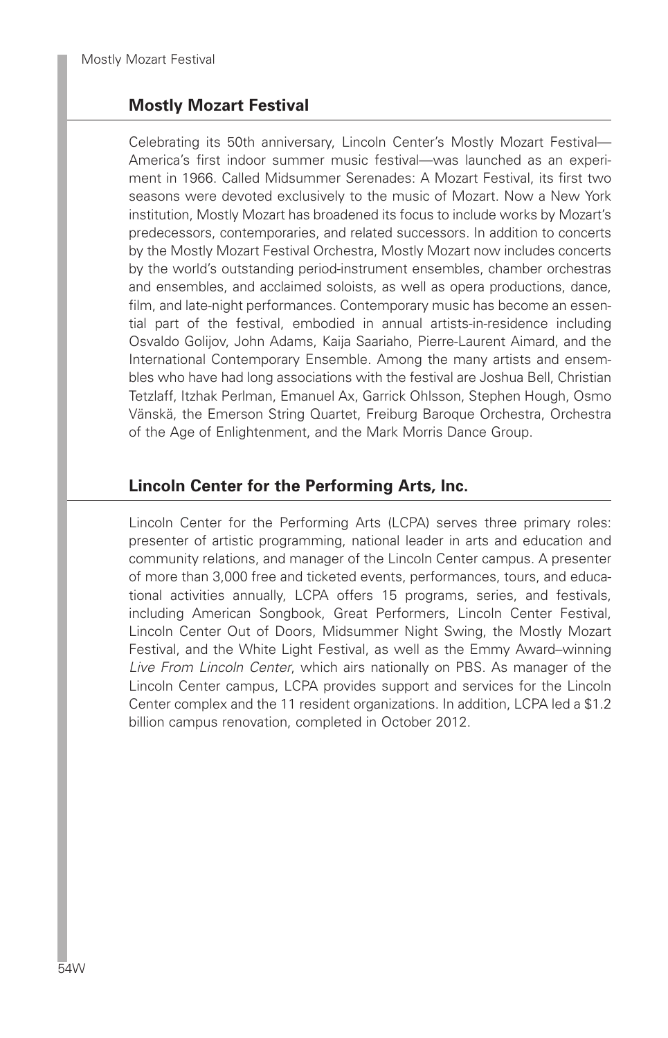## Mostly Mozart Festival

Celebrating its 50th anniversary, Lincoln Center's Mostly Mozart Festival—America's first indoor summer music festival—was launched as an experiment in 1966. Called Midsummer Serenades: A Mozart Festival, its first two seasons were devoted exclusively to the music of Mozart. Now a New York institution, Mostly Mozart has broadened its focus to include works by Mozart's predecessors, contemporaries, and related successors. In addition to concerts by the Mostly Mozart Festival Orchestra, Mostly Mozart now includes concerts by the world's outstanding period-instrument ensembles, chamber orchestras and ensembles, and acclaimed soloists, as well as opera productions, dance, film, and late-night performances. Contemporary music has become an essential part of the festival, embodied in annual artists-in-residence including Osvaldo Golijov, John Adams, Kaija Saariaho, Pierre-Laurent Aimard, and the International Contemporary Ensemble. Among the many artists and ensembles who have had long associations with the festival are Joshua Bell, Christian Tetzlaff, Itzhak Perlman, Emanuel Ax, Garrick Ohlsson, Stephen Hough, Osmo Vänskä, the Emerson String Quartet, Freiburg Baroque Orchestra, Orchestra of the Age of Enlightenment, and the Mark Morris Dance Group.

## Lincoln Center for the Performing Arts, Inc.

Lincoln Center for the Performing Arts (LCPA) serves three primary roles: presenter of artistic programming, national leader in arts and education and community relations, and manager of the Lincoln Center campus. A presenter of more than 3,000 free and ticketed events, performances, tours, and educational activities annually, LCPA offers 15 programs, series, and festivals, including American Songbook, Great Performers, Lincoln Center Festival, Lincoln Center Out of Doors, Midsummer Night Swing, the Mostly Mozart Festival, and the White Light Festival, as well as the Emmy Award–winning *Live From Lincoln Center*, which airs nationally on PBS. As manager of the Lincoln Center campus, LCPA provides support and services for the Lincoln Center complex and the 11 resident organizations. In addition, LCPA led a $1.2 billion campus renovation, completed in October 2012.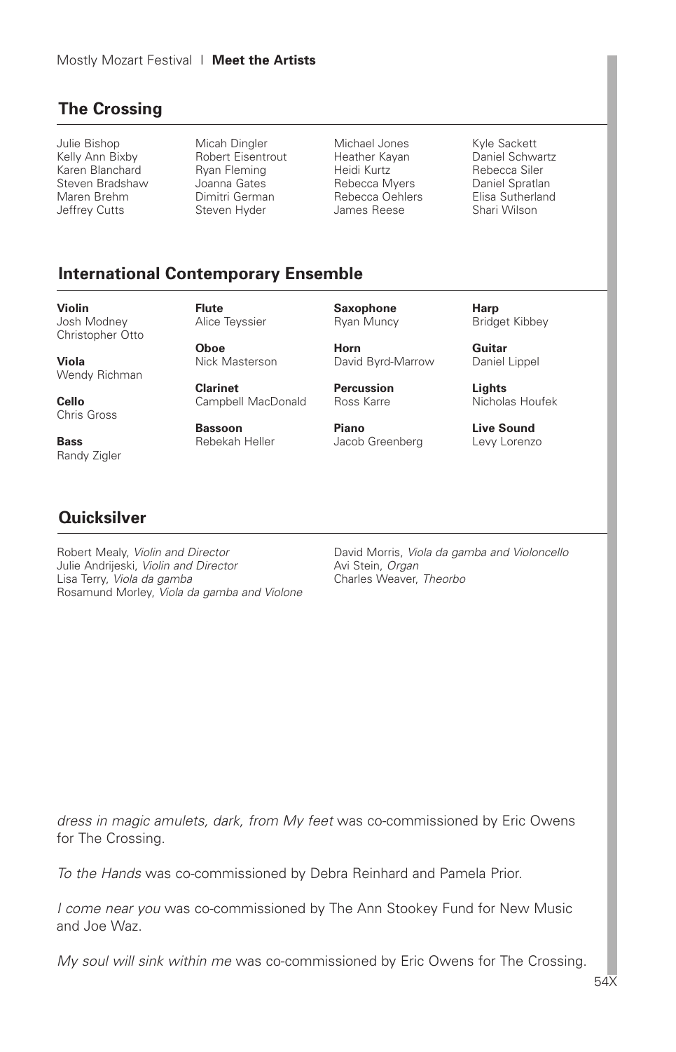## The Crossing

Julie Bishop
Kelly Ann Bixby
Karen Blanchard
Steven Bradshaw
Maren Brehm
Jeffrey Cutts
Micah Dingler
Robert Eisentrout
Ryan Fleming
Joanna Gates
Dimitri German
Steven Hyder
Michael Jones
Heather Kayan
Heidi Kurtz
Rebecca Myers
Rebecca Oehlers
James Reese
Kyle Sackett
Daniel Schwartz
Rebecca Siler
Daniel Spratlan
Elisa Sutherland
Shari Wilson

## International Contemporary Ensemble

**Violin**
Josh Modney
Christopher Otto

**Viola**
Wendy Richman

**Cello**
Chris Gross

**Bass**
Randy Zigler

**Flute**
Alice Teyssier

**Oboe**
Nick Masterson

**Clarinet**
Campbell MacDonald

**Bassoon**
Rebekah Heller

**Saxophone**
Ryan Muncy

**Horn**
David Byrd-Marrow

**Percussion**
Ross Karre

**Piano**
Jacob Greenberg

**Harp**
Bridget Kibbey

**Guitar**
Daniel Lippel

**Lights**
Nicholas Houfek

**Live Sound**
Levy Lorenzo

## Quicksilver

Robert Mealy, *Violin and Director*
Julie Andrijeski, *Violin and Director*
Lisa Terry, *Viola da gamba*
Rosamund Morley, *Viola da gamba and Violone*
David Morris, *Viola da gamba and Violoncello*
Avi Stein, *Organ*
Charles Weaver, *Theorbo*

*dress in magic amulets, dark, from My feet* was co-commissioned by Eric Owens for The Crossing.

*To the Hands* was co-commissioned by Debra Reinhard and Pamela Prior.

*I come near you* was co-commissioned by The Ann Stookey Fund for New Music and Joe Waz.

*My soul will sink within me* was co-commissioned by Eric Owens for The Crossing.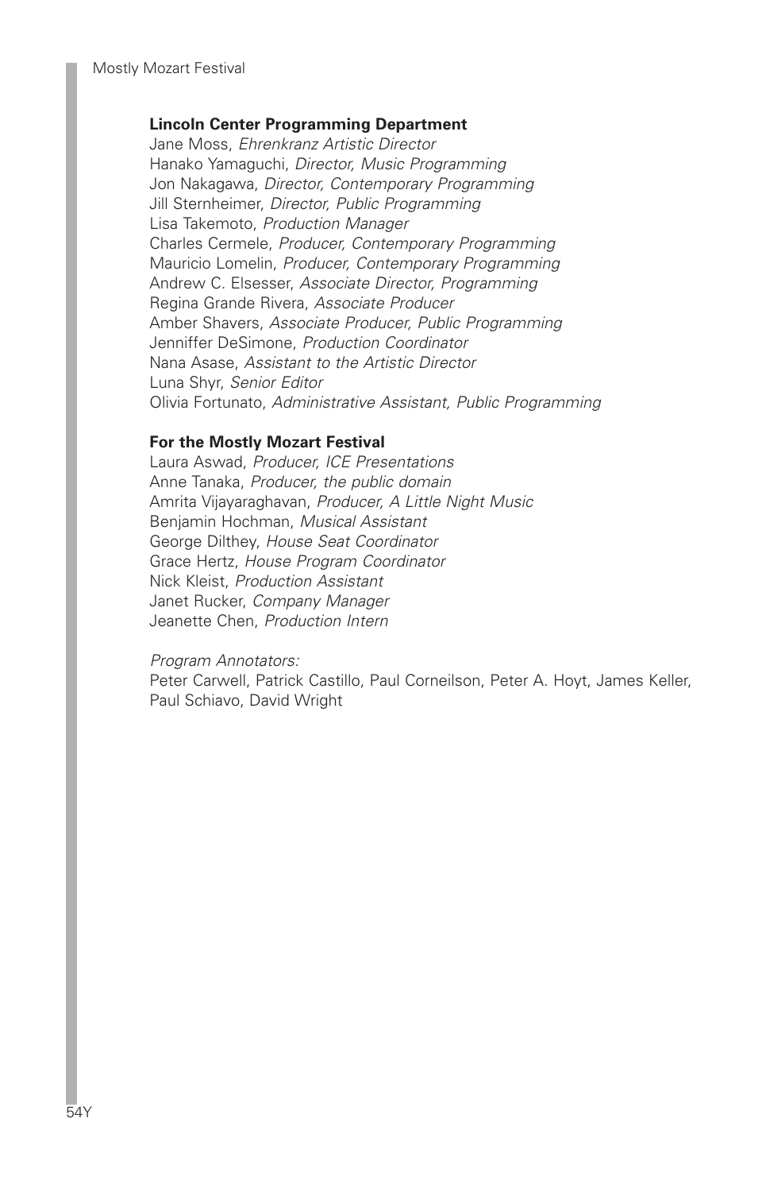**Lincoln Center Programming Department**

Jane Moss, *Ehrenkranz Artistic Director*
Hanako Yamaguchi, *Director, Music Programming*
Jon Nakagawa, *Director, Contemporary Programming*
Jill Sternheimer, *Director, Public Programming*
Lisa Takemoto, *Production Manager*
Charles Cermele, *Producer, Contemporary Programming*
Mauricio Lomelin, *Producer, Contemporary Programming*
Andrew C. Elsesser, *Associate Director, Programming*
Regina Grande Rivera, *Associate Producer*
Amber Shavers, *Associate Producer, Public Programming*
Jenniffer DeSimone, *Production Coordinator*
Nana Asase, *Assistant to the Artistic Director*
Luna Shyr, *Senior Editor*
Olivia Fortunato, *Administrative Assistant, Public Programming*

**For the Mostly Mozart Festival**

Laura Aswad, *Producer, ICE Presentations*
Anne Tanaka, *Producer, the public domain*
Amrita Vijayaraghavan, *Producer, A Little Night Music*
Benjamin Hochman, *Musical Assistant*
George Dilthey, *House Seat Coordinator*
Grace Hertz, *House Program Coordinator*
Nick Kleist, *Production Assistant*
Janet Rucker, *Company Manager*
Jeanette Chen, *Production Intern*

*Program Annotators:*
Peter Carwell, Patrick Castillo, Paul Corneilson, Peter A. Hoyt, James Keller, Paul Schiavo, David Wright